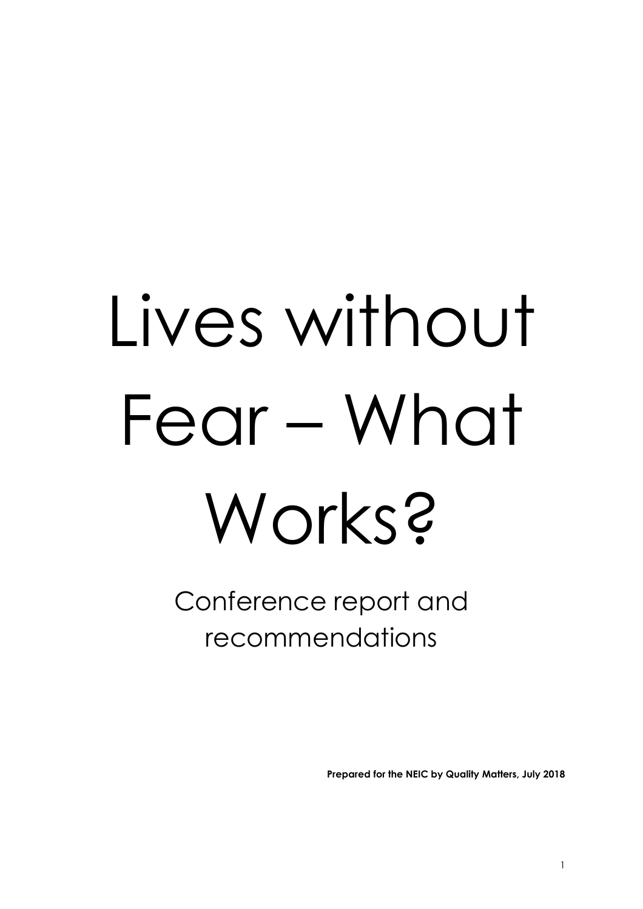# Lives without Fear – What Works?

## Conference report and recommendations

**Prepared for the NEIC by Quality Matters, July 2018**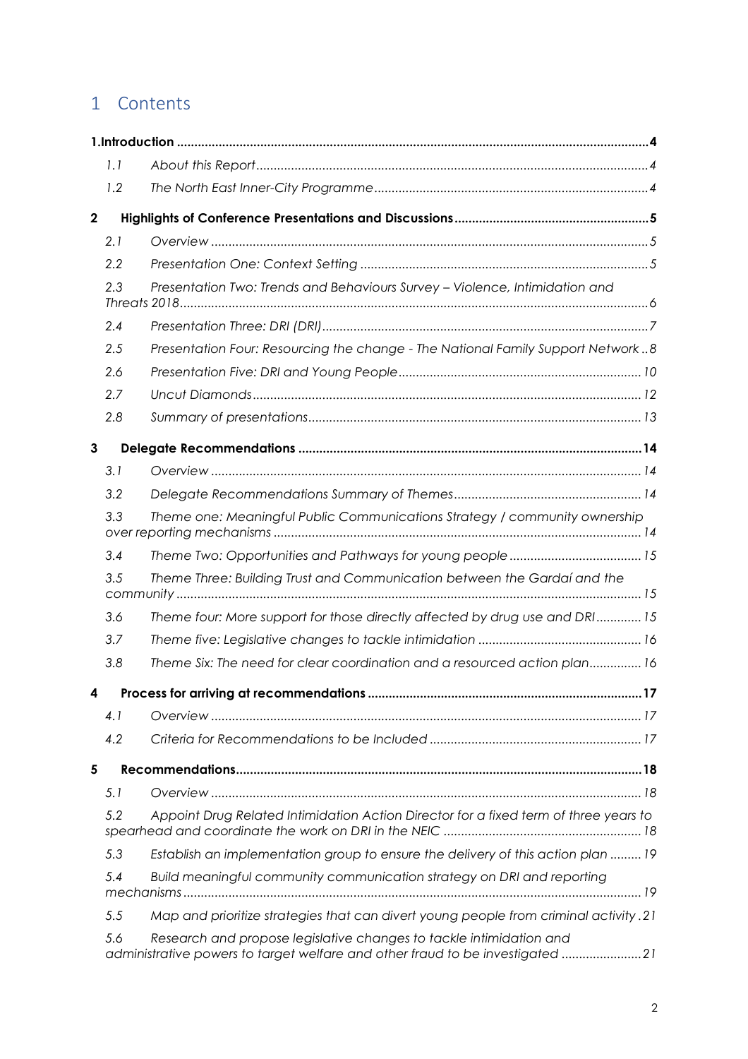# 1 Contents

**1.Introduction** ..... **4**

1.1 *About this Report* ..... *4*

1.2 *The North East Inner-City Programme* ..... *4*

**2 Highlights of Conference Presentations and Discussions** ..... **5**

2.1 *Overview* ..... *5*

2.2 *Presentation One: Context Setting* ..... *5*

2.3 *Presentation Two: Trends and Behaviours Survey – Violence, Intimidation and Threats 2018* ..... *6*

2.4 *Presentation Three: DRI (DRI)* ..... *7*

2.5 *Presentation Four: Resourcing the change - The National Family Support Network* ..... *8*

2.6 *Presentation Five: DRI and Young People* ..... *10*

2.7 *Uncut Diamonds* ..... *12*

2.8 *Summary of presentations* ..... *13*

**3 Delegate Recommendations** ..... **14**

3.1 *Overview* ..... *14*

3.2 *Delegate Recommendations Summary of Themes* ..... *14*

3.3 *Theme one: Meaningful Public Communications Strategy / community ownership over reporting mechanisms* ..... *14*

3.4 *Theme Two: Opportunities and Pathways for young people* ..... *15*

3.5 *Theme Three: Building Trust and Communication between the Gardaí and the community* ..... *15*

3.6 *Theme four: More support for those directly affected by drug use and DRI* ..... *15*

3.7 *Theme five: Legislative changes to tackle intimidation* ..... *16*

3.8 *Theme Six: The need for clear coordination and a resourced action plan* ..... *16*

**4 Process for arriving at recommendations** ..... **17**

4.1 *Overview* ..... *17*

4.2 *Criteria for Recommendations to be Included* ..... *17*

**5 Recommendations** ..... **18**

5.1 *Overview* ..... *18*

5.2 *Appoint Drug Related Intimidation Action Director for a fixed term of three years to spearhead and coordinate the work on DRI in the NEIC* ..... *18*

5.3 *Establish an implementation group to ensure the delivery of this action plan* ..... *19*

5.4 *Build meaningful community communication strategy on DRI and reporting mechanisms* ..... *19*

5.5 *Map and prioritize strategies that can divert young people from criminal activity* ..... *21*

5.6 *Research and propose legislative changes to tackle intimidation and administrative powers to target welfare and other fraud to be investigated* ..... *21*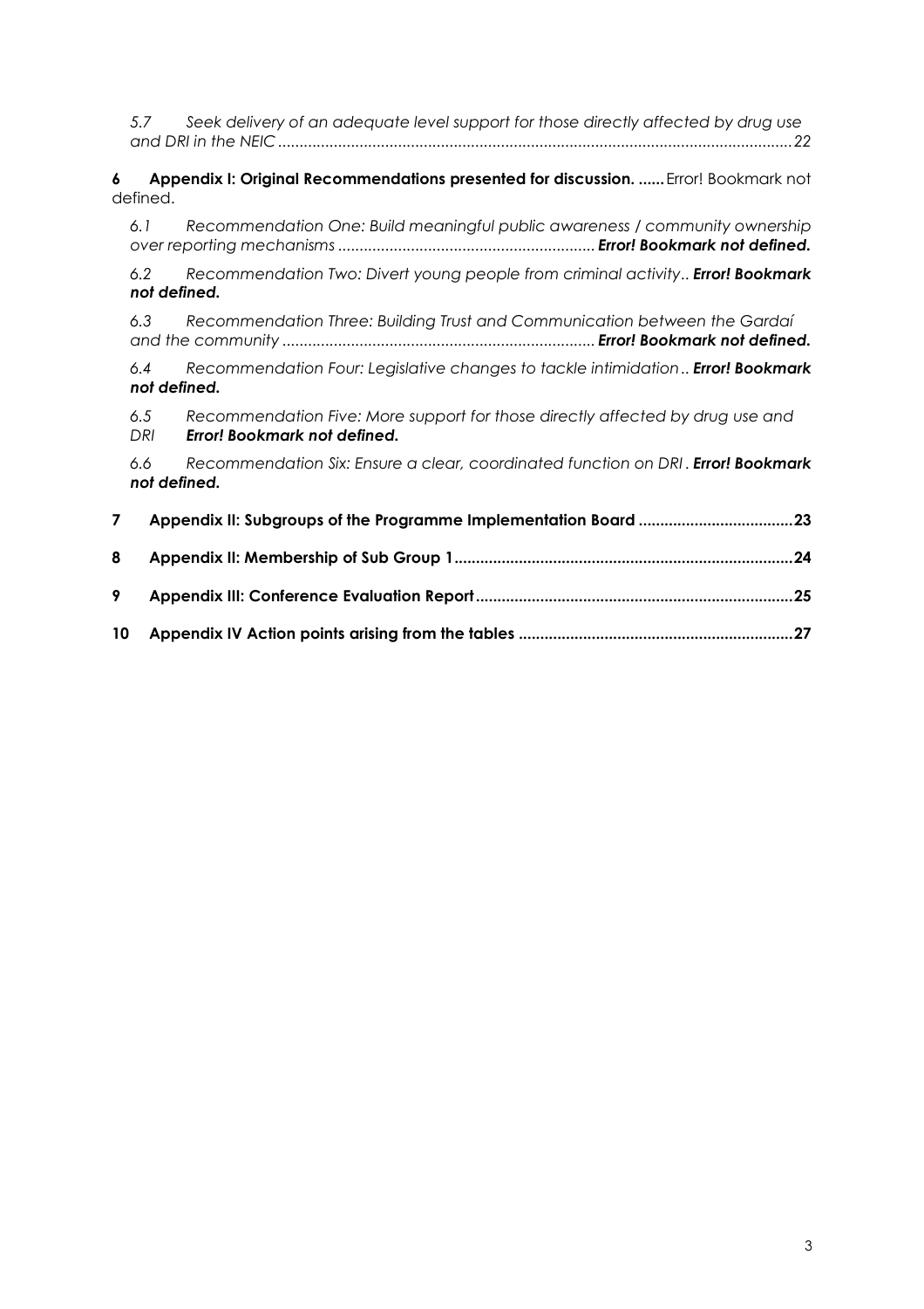*5.7 Seek delivery of an adequate level support for those directly affected by drug use and DRI in the NEIC ........................................................................................................................22*

**6 Appendix I: Original Recommendations presented for discussion. ......** Error! Bookmark not defined.

*6.1 Recommendation One: Build meaningful public awareness / community ownership over reporting mechanisms ........................................................... **Error! Bookmark not defined.***

*6.2 Recommendation Two: Divert young people from criminal activity.. **Error! Bookmark not defined.***

*6.3 Recommendation Three: Building Trust and Communication between the Gardaí and the community ........................................................................ **Error! Bookmark not defined.***

*6.4 Recommendation Four: Legislative changes to tackle intimidation.. **Error! Bookmark not defined.***

*6.5 Recommendation Five: More support for those directly affected by drug use and DRI **Error! Bookmark not defined.***

*6.6 Recommendation Six: Ensure a clear, coordinated function on DRI. **Error! Bookmark not defined.***

**7 Appendix II: Subgroups of the Programme Implementation Board ....................................23**

**8 Appendix II: Membership of Sub Group 1...............................................................................24**

**9 Appendix III: Conference Evaluation Report..........................................................................25**

**10 Appendix IV Action points arising from the tables ................................................................27**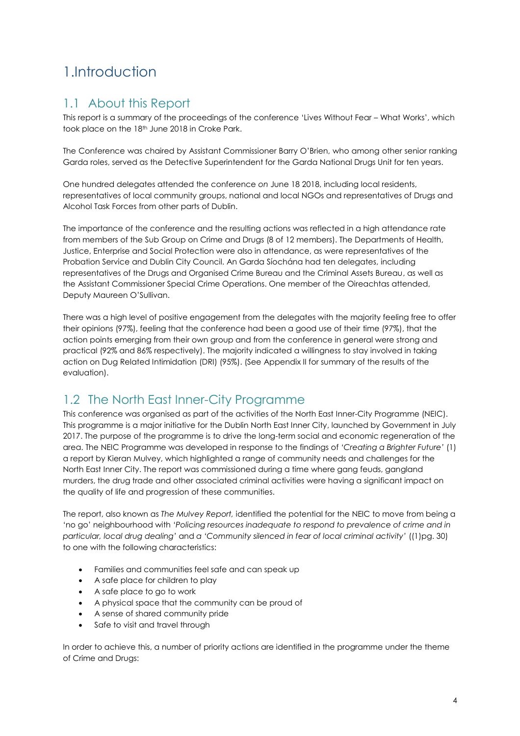# 1.Introduction

## 1.1 About this Report

This report is a summary of the proceedings of the conference 'Lives Without Fear – What Works', which took place on the 18th June 2018 in Croke Park.

The Conference was chaired by Assistant Commissioner Barry O'Brien, who among other senior ranking Garda roles, served as the Detective Superintendent for the Garda National Drugs Unit for ten years.

One hundred delegates attended the conference *on* June 18 2018, including local residents, representatives of local community groups, national and local NGOs and representatives of Drugs and Alcohol Task Forces from other parts of Dublin.

The importance of the conference and the resulting actions was reflected in a high attendance rate from members of the Sub Group on Crime and Drugs (8 of 12 members). The Departments of Health, Justice, Enterprise and Social Protection were also in attendance, as were representatives of the Probation Service and Dublin City Council. An Garda Síochána had ten delegates, including representatives of the Drugs and Organised Crime Bureau and the Criminal Assets Bureau, as well as the Assistant Commissioner Special Crime Operations. One member of the Oireachtas attended, Deputy Maureen O'Sullivan.

There was a high level of positive engagement from the delegates with the majority feeling free to offer their opinions (97%), feeling that the conference had been a good use of their time (97%), that the action points emerging from their own group and from the conference in general were strong and practical (92% and 86% respectively). The majority indicated a willingness to stay involved in taking action on Dug Related Intimidation (DRI) (95%). (See Appendix II for summary of the results of the evaluation).

## 1.2 The North East Inner-City Programme

This conference was organised as part of the activities of the North East Inner-City Programme (NEIC). This programme is a major initiative for the Dublin North East Inner City, launched by Government in July 2017. The purpose of the programme is to drive the long-term social and economic regeneration of the area. The NEIC Programme was developed in response to the findings of *'Creating a Brighter Future'* (1) a report by Kieran Mulvey, which highlighted a range of community needs and challenges for the North East Inner City. The report was commissioned during a time where gang feuds, gangland murders, the drug trade and other associated criminal activities were having a significant impact on the quality of life and progression of these communities.

The report, also known as *The Mulvey Report,* identified the potential for the NEIC to move from being a 'no go' neighbourhood with *'Policing resources inadequate to respond to prevalence of crime and in particular, local drug dealing'* and a *'Community silenced in fear of local criminal activity'* ((1)pg. 30) to one with the following characteristics:

- Families and communities feel safe and can speak up
- A safe place for children to play
- A safe place to go to work
- A physical space that the community can be proud of
- A sense of shared community pride
- Safe to visit and travel through

In order to achieve this, a number of priority actions are identified in the programme under the theme of Crime and Drugs: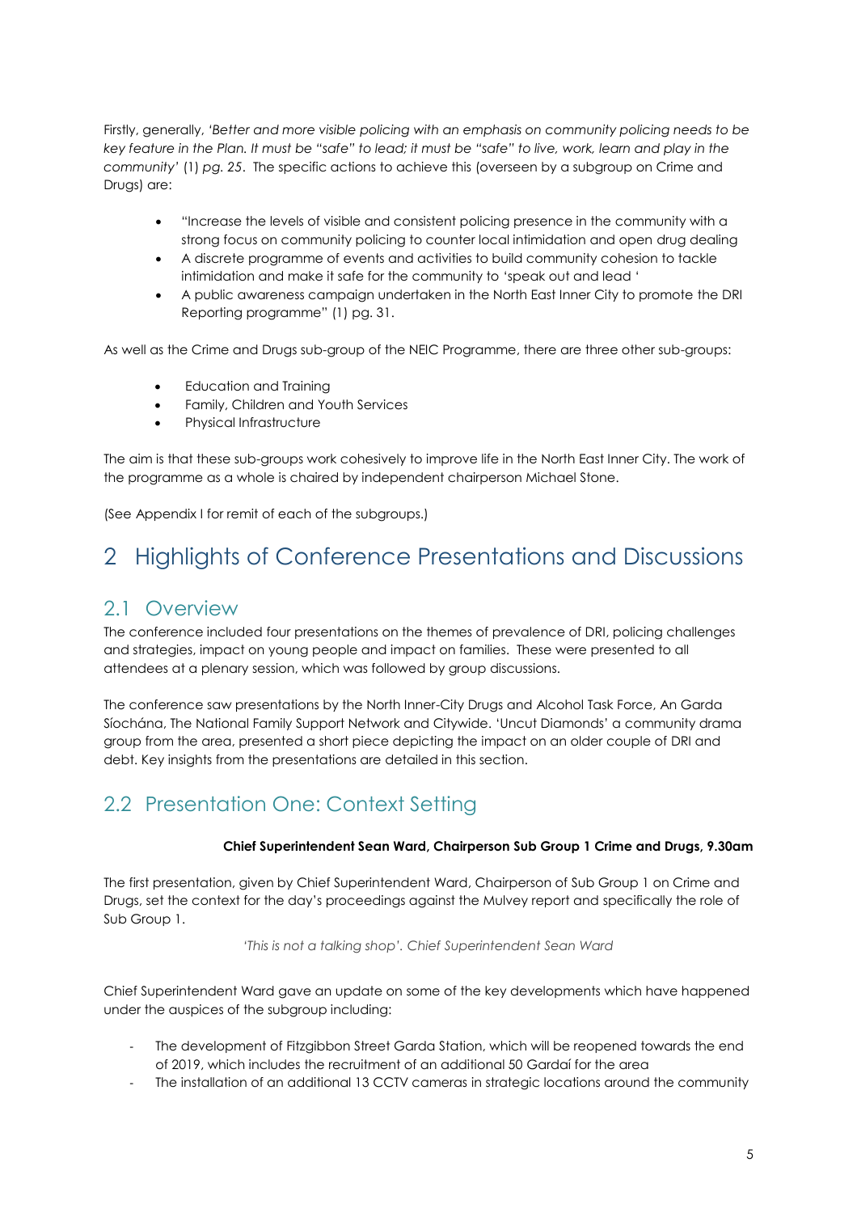Firstly, generally, *'Better and more visible policing with an emphasis on community policing needs to be key feature in the Plan. It must be "safe" to lead; it must be "safe" to live, work, learn and play in the community'* (1) *pg. 25*. The specific actions to achieve this (overseen by a subgroup on Crime and Drugs) are:

- "Increase the levels of visible and consistent policing presence in the community with a strong focus on community policing to counter local intimidation and open drug dealing
- A discrete programme of events and activities to build community cohesion to tackle intimidation and make it safe for the community to 'speak out and lead '
- A public awareness campaign undertaken in the North East Inner City to promote the DRI Reporting programme" (1) pg. 31.

As well as the Crime and Drugs sub-group of the NEIC Programme, there are three other sub-groups:

- Education and Training
- Family, Children and Youth Services
- Physical Infrastructure

The aim is that these sub-groups work cohesively to improve life in the North East Inner City. The work of the programme as a whole is chaired by independent chairperson Michael Stone.

(See Appendix I for remit of each of the subgroups.)

# 2 Highlights of Conference Presentations and Discussions

## 2.1 Overview

The conference included four presentations on the themes of prevalence of DRI, policing challenges and strategies, impact on young people and impact on families. These were presented to all attendees at a plenary session, which was followed by group discussions.

The conference saw presentations by the North Inner-City Drugs and Alcohol Task Force, An Garda Síochána, The National Family Support Network and Citywide. 'Uncut Diamonds' a community drama group from the area, presented a short piece depicting the impact on an older couple of DRI and debt. Key insights from the presentations are detailed in this section.

## 2.2 Presentation One: Context Setting

**Chief Superintendent Sean Ward, Chairperson Sub Group 1 Crime and Drugs, 9.30am**

The first presentation, given by Chief Superintendent Ward, Chairperson of Sub Group 1 on Crime and Drugs, set the context for the day's proceedings against the Mulvey report and specifically the role of Sub Group 1.

*'This is not a talking shop'. Chief Superintendent Sean Ward*

Chief Superintendent Ward gave an update on some of the key developments which have happened under the auspices of the subgroup including:

- The development of Fitzgibbon Street Garda Station, which will be reopened towards the end of 2019, which includes the recruitment of an additional 50 Gardaí for the area
- The installation of an additional 13 CCTV cameras in strategic locations around the community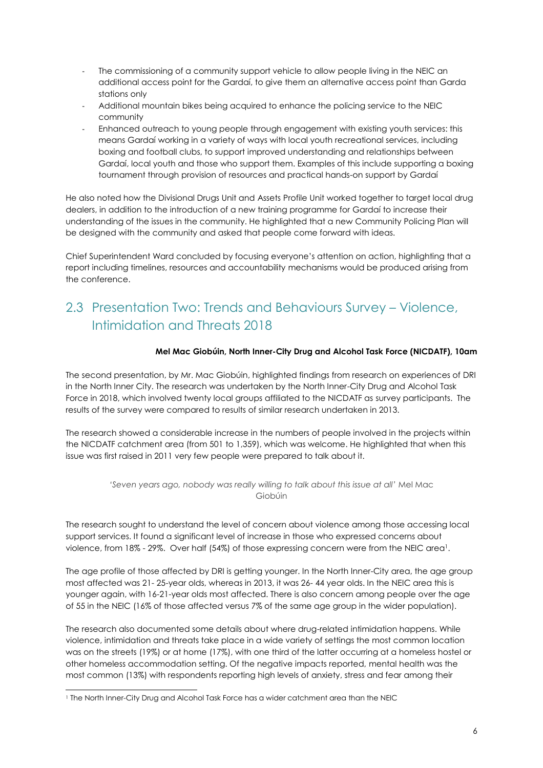- The commissioning of a community support vehicle to allow people living in the NEIC an additional access point for the Gardaí, to give them an alternative access point than Garda stations only
- Additional mountain bikes being acquired to enhance the policing service to the NEIC community
- Enhanced outreach to young people through engagement with existing youth services: this means Gardaí working in a variety of ways with local youth recreational services, including boxing and football clubs, to support improved understanding and relationships between Gardaí, local youth and those who support them. Examples of this include supporting a boxing tournament through provision of resources and practical hands-on support by Gardaí

He also noted how the Divisional Drugs Unit and Assets Profile Unit worked together to target local drug dealers, in addition to the introduction of a new training programme for Gardaí to increase their understanding of the issues in the community. He highlighted that a new Community Policing Plan will be designed with the community and asked that people come forward with ideas.

Chief Superintendent Ward concluded by focusing everyone's attention on action, highlighting that a report including timelines, resources and accountability mechanisms would be produced arising from the conference.

## 2.3 Presentation Two: Trends and Behaviours Survey – Violence, Intimidation and Threats 2018

**Mel Mac Giobúin, North Inner-City Drug and Alcohol Task Force (NICDATF), 10am**

The second presentation, by Mr. Mac Giobúin, highlighted findings from research on experiences of DRI in the North Inner City. The research was undertaken by the North Inner-City Drug and Alcohol Task Force in 2018, which involved twenty local groups affiliated to the NICDATF as survey participants. The results of the survey were compared to results of similar research undertaken in 2013.

The research showed a considerable increase in the numbers of people involved in the projects within the NICDATF catchment area (from 501 to 1,359), which was welcome. He highlighted that when this issue was first raised in 2011 very few people were prepared to talk about it.

*'Seven years ago, nobody was really willing to talk about this issue at all'* Mel Mac Giobúin

The research sought to understand the level of concern about violence among those accessing local support services. It found a significant level of increase in those who expressed concerns about violence, from 18% - 29%. Over half (54%) of those expressing concern were from the NEIC area[1].

The age profile of those affected by DRI is getting younger. In the North Inner-City area, the age group most affected was 21- 25-year olds, whereas in 2013, it was 26- 44 year olds. In the NEIC area this is younger again, with 16-21-year olds most affected. There is also concern among people over the age of 55 in the NEIC (16% of those affected versus 7% of the same age group in the wider population).

The research also documented some details about where drug-related intimidation happens. While violence, intimidation and threats take place in a wide variety of settings the most common location was on the streets (19%) or at home (17%), with one third of the latter occurring at a homeless hostel or other homeless accommodation setting. Of the negative impacts reported, mental health was the most common (13%) with respondents reporting high levels of anxiety, stress and fear among their

[1] The North Inner-City Drug and Alcohol Task Force has a wider catchment area than the NEIC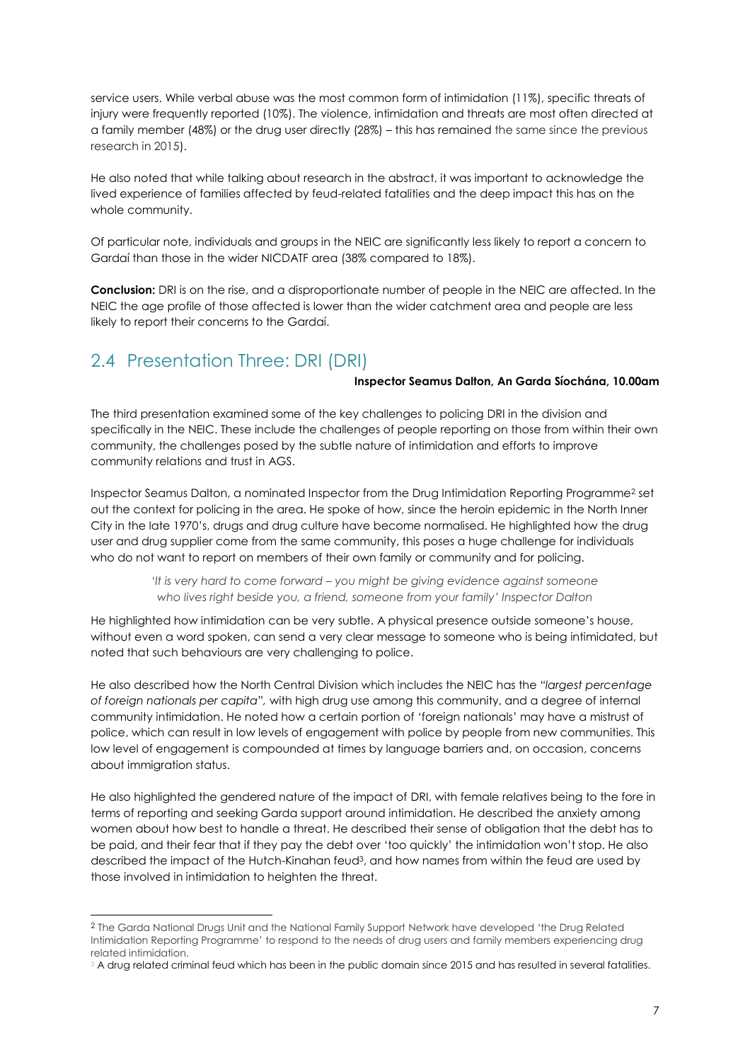service users. While verbal abuse was the most common form of intimidation (11%), specific threats of injury were frequently reported (10%). The violence, intimidation and threats are most often directed at a family member (48%) or the drug user directly (28%) – this has remained the same since the previous research in 2015).

He also noted that while talking about research in the abstract, it was important to acknowledge the lived experience of families affected by feud-related fatalities and the deep impact this has on the whole community.

Of particular note, individuals and groups in the NEIC are significantly less likely to report a concern to Gardaí than those in the wider NICDATF area (38% compared to 18%).

**Conclusion:** DRI is on the rise, and a disproportionate number of people in the NEIC are affected. In the NEIC the age profile of those affected is lower than the wider catchment area and people are less likely to report their concerns to the Gardaí.

## 2.4 Presentation Three: DRI (DRI)

**Inspector Seamus Dalton, An Garda Síochána, 10.00am**

The third presentation examined some of the key challenges to policing DRI in the division and specifically in the NEIC. These include the challenges of people reporting on those from within their own community, the challenges posed by the subtle nature of intimidation and efforts to improve community relations and trust in AGS.

Inspector Seamus Dalton, a nominated Inspector from the Drug Intimidation Reporting Programme[2] set out the context for policing in the area. He spoke of how, since the heroin epidemic in the North Inner City in the late 1970's, drugs and drug culture have become normalised. He highlighted how the drug user and drug supplier come from the same community, this poses a huge challenge for individuals who do not want to report on members of their own family or community and for policing.

> *'It is very hard to come forward – you might be giving evidence against someone who lives right beside you, a friend, someone from your family' Inspector Dalton*

He highlighted how intimidation can be very subtle. A physical presence outside someone's house, without even a word spoken, can send a very clear message to someone who is being intimidated, but noted that such behaviours are very challenging to police.

He also described how the North Central Division which includes the NEIC has the *"largest percentage of foreign nationals per capita",* with high drug use among this community, and a degree of internal community intimidation. He noted how a certain portion of 'foreign nationals' may have a mistrust of police, which can result in low levels of engagement with police by people from new communities. This low level of engagement is compounded at times by language barriers and, on occasion, concerns about immigration status.

He also highlighted the gendered nature of the impact of DRI, with female relatives being to the fore in terms of reporting and seeking Garda support around intimidation. He described the anxiety among women about how best to handle a threat. He described their sense of obligation that the debt has to be paid, and their fear that if they pay the debt over 'too quickly' the intimidation won't stop. He also described the impact of the Hutch-Kinahan feud[3], and how names from within the feud are used by those involved in intimidation to heighten the threat.

---

[2] The Garda National Drugs Unit and the National Family Support Network have developed 'the Drug Related Intimidation Reporting Programme' to respond to the needs of drug users and family members experiencing drug related intimidation.

[3] A drug related criminal feud which has been in the public domain since 2015 and has resulted in several fatalities.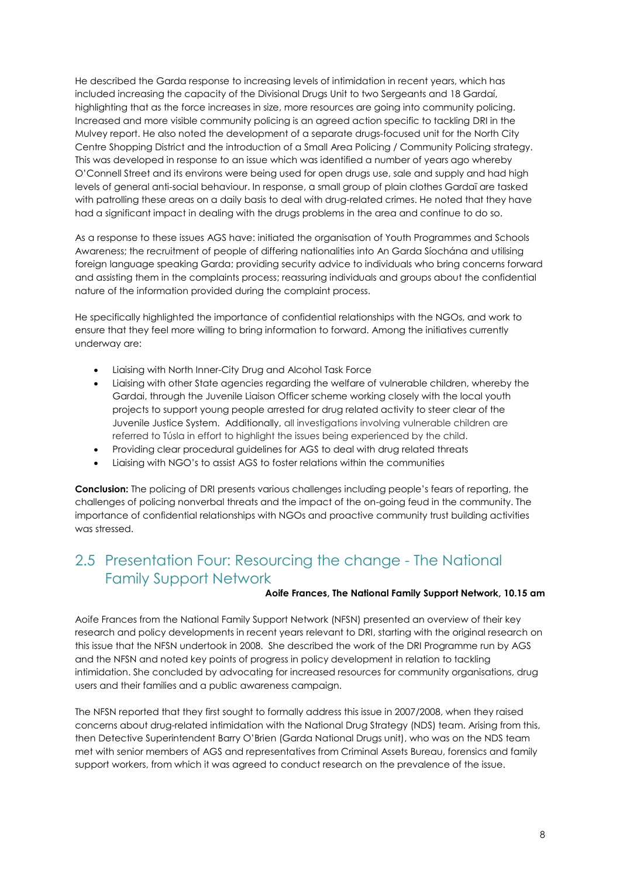He described the Garda response to increasing levels of intimidation in recent years, which has included increasing the capacity of the Divisional Drugs Unit to two Sergeants and 18 Gardaí, highlighting that as the force increases in size, more resources are going into community policing. Increased and more visible community policing is an agreed action specific to tackling DRI in the Mulvey report. He also noted the development of a separate drugs-focused unit for the North City Centre Shopping District and the introduction of a Small Area Policing / Community Policing strategy. This was developed in response to an issue which was identified a number of years ago whereby O'Connell Street and its environs were being used for open drugs use, sale and supply and had high levels of general anti-social behaviour. In response, a small group of plain clothes Gardaī are tasked with patrolling these areas on a daily basis to deal with drug-related crimes. He noted that they have had a significant impact in dealing with the drugs problems in the area and continue to do so.

As a response to these issues AGS have: initiated the organisation of Youth Programmes and Schools Awareness; the recruitment of people of differing nationalities into An Garda Síochána and utilising foreign language speaking Garda; providing security advice to individuals who bring concerns forward and assisting them in the complaints process; reassuring individuals and groups about the confidential nature of the information provided during the complaint process.

He specifically highlighted the importance of confidential relationships with the NGOs, and work to ensure that they feel more willing to bring information to forward. Among the initiatives currently underway are:

- Liaising with North Inner-City Drug and Alcohol Task Force
- Liaising with other State agencies regarding the welfare of vulnerable children, whereby the Gardai, through the Juvenile Liaison Officer scheme working closely with the local youth projects to support young people arrested for drug related activity to steer clear of the Juvenile Justice System. Additionally, all investigations involving vulnerable children are referred to Túsla in effort to highlight the issues being experienced by the child.
- Providing clear procedural guidelines for AGS to deal with drug related threats
- Liaising with NGO's to assist AGS to foster relations within the communities

**Conclusion:** The policing of DRI presents various challenges including people's fears of reporting, the challenges of policing nonverbal threats and the impact of the on-going feud in the community. The importance of confidential relationships with NGOs and proactive community trust building activities was stressed.

## 2.5 Presentation Four: Resourcing the change - The National Family Support Network

**Aoife Frances, The National Family Support Network, 10.15 am**

Aoife Frances from the National Family Support Network (NFSN) presented an overview of their key research and policy developments in recent years relevant to DRI, starting with the original research on this issue that the NFSN undertook in 2008. She described the work of the DRI Programme run by AGS and the NFSN and noted key points of progress in policy development in relation to tackling intimidation. She concluded by advocating for increased resources for community organisations, drug users and their families and a public awareness campaign.

The NFSN reported that they first sought to formally address this issue in 2007/2008, when they raised concerns about drug-related intimidation with the National Drug Strategy (NDS) team. Arising from this, then Detective Superintendent Barry O'Brien (Garda National Drugs unit), who was on the NDS team met with senior members of AGS and representatives from Criminal Assets Bureau, forensics and family support workers, from which it was agreed to conduct research on the prevalence of the issue.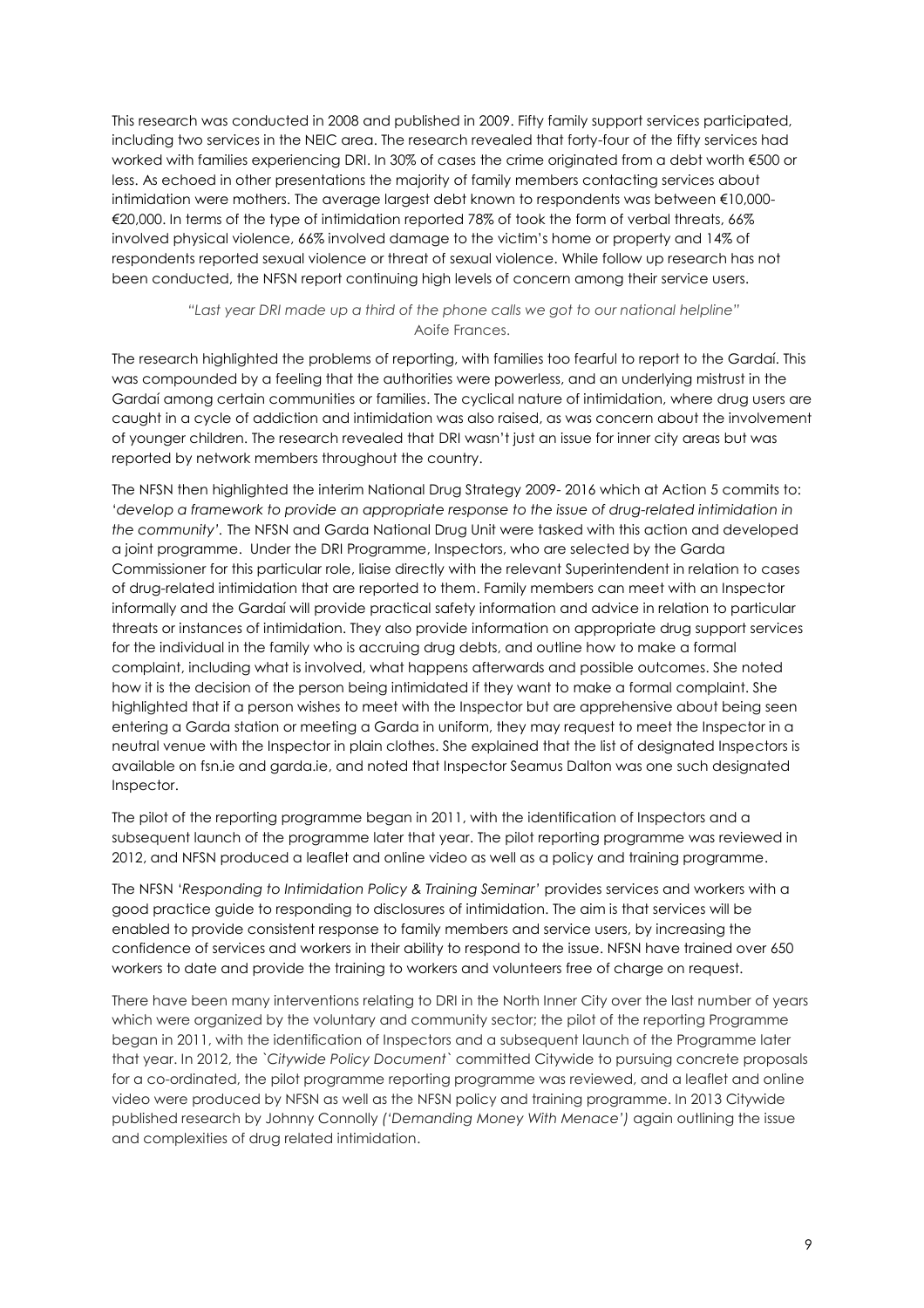This research was conducted in 2008 and published in 2009. Fifty family support services participated, including two services in the NEIC area. The research revealed that forty-four of the fifty services had worked with families experiencing DRI. In 30% of cases the crime originated from a debt worth €500 or less. As echoed in other presentations the majority of family members contacting services about intimidation were mothers. The average largest debt known to respondents was between €10,000-€20,000. In terms of the type of intimidation reported 78% of took the form of verbal threats, 66% involved physical violence, 66% involved damage to the victim's home or property and 14% of respondents reported sexual violence or threat of sexual violence. While follow up research has not been conducted, the NFSN report continuing high levels of concern among their service users.

> *"Last year DRI made up a third of the phone calls we got to our national helpline"*
> Aoife Frances.

The research highlighted the problems of reporting, with families too fearful to report to the Gardaí. This was compounded by a feeling that the authorities were powerless, and an underlying mistrust in the Gardaí among certain communities or families. The cyclical nature of intimidation, where drug users are caught in a cycle of addiction and intimidation was also raised, as was concern about the involvement of younger children. The research revealed that DRI wasn't just an issue for inner city areas but was reported by network members throughout the country.

The NFSN then highlighted the interim National Drug Strategy 2009- 2016 which at Action 5 commits to: '*develop a framework to provide an appropriate response to the issue of drug-related intimidation in the community'.* The NFSN and Garda National Drug Unit were tasked with this action and developed a joint programme. Under the DRI Programme, Inspectors, who are selected by the Garda Commissioner for this particular role, liaise directly with the relevant Superintendent in relation to cases of drug-related intimidation that are reported to them. Family members can meet with an Inspector informally and the Gardaí will provide practical safety information and advice in relation to particular threats or instances of intimidation. They also provide information on appropriate drug support services for the individual in the family who is accruing drug debts, and outline how to make a formal complaint, including what is involved, what happens afterwards and possible outcomes. She noted how it is the decision of the person being intimidated if they want to make a formal complaint. She highlighted that if a person wishes to meet with the Inspector but are apprehensive about being seen entering a Garda station or meeting a Garda in uniform, they may request to meet the Inspector in a neutral venue with the Inspector in plain clothes. She explained that the list of designated Inspectors is available on fsn.ie and garda.ie, and noted that Inspector Seamus Dalton was one such designated Inspector.

The pilot of the reporting programme began in 2011, with the identification of Inspectors and a subsequent launch of the programme later that year. The pilot reporting programme was reviewed in 2012, and NFSN produced a leaflet and online video as well as a policy and training programme.

The NFSN '*Responding to Intimidation Policy & Training Seminar*' provides services and workers with a good practice guide to responding to disclosures of intimidation. The aim is that services will be enabled to provide consistent response to family members and service users, by increasing the confidence of services and workers in their ability to respond to the issue. NFSN have trained over 650 workers to date and provide the training to workers and volunteers free of charge on request.

There have been many interventions relating to DRI in the North Inner City over the last number of years which were organized by the voluntary and community sector; the pilot of the reporting Programme began in 2011, with the identification of Inspectors and a subsequent launch of the Programme later that year. In 2012, the `*Citywide Policy Document*` committed Citywide to pursuing concrete proposals for a co-ordinated, the pilot programme reporting programme was reviewed, and a leaflet and online video were produced by NFSN as well as the NFSN policy and training programme. In 2013 Citywide published research by Johnny Connolly *('Demanding Money With Menace')* again outlining the issue and complexities of drug related intimidation.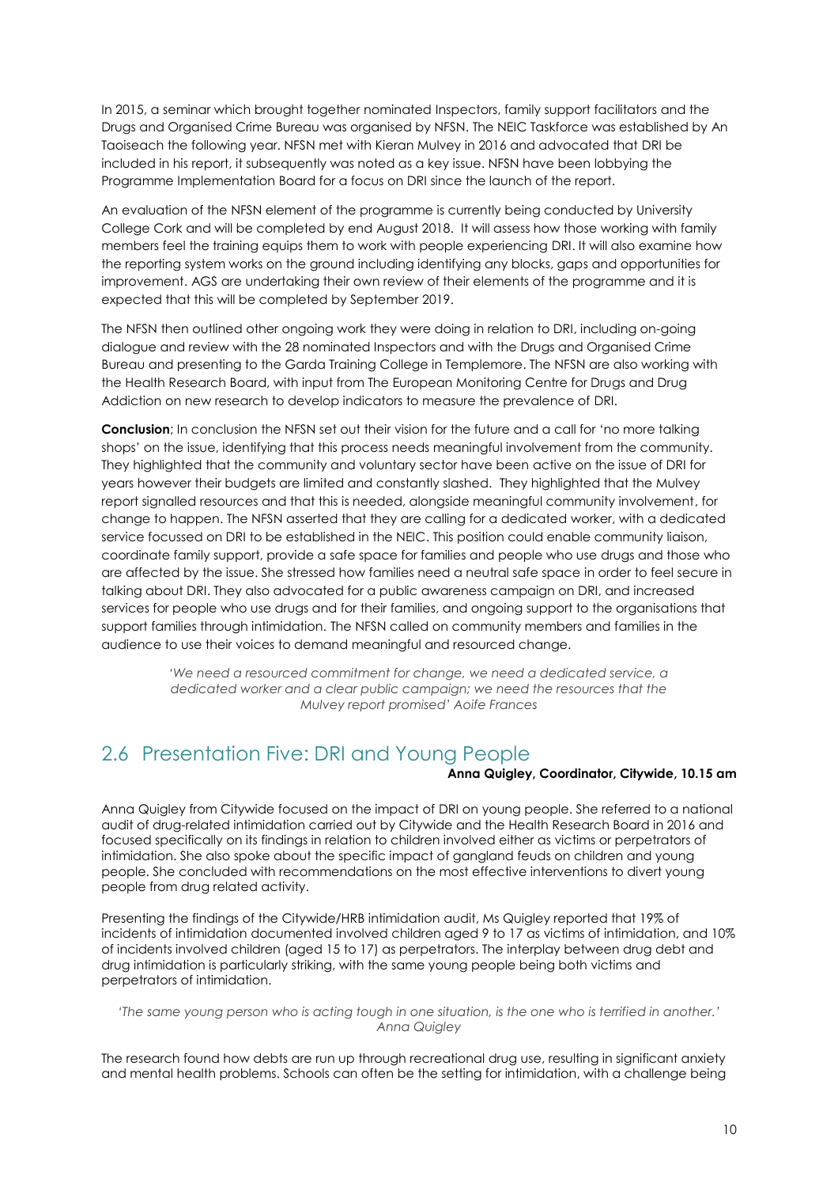In 2015, a seminar which brought together nominated Inspectors, family support facilitators and the Drugs and Organised Crime Bureau was organised by NFSN. The NEIC Taskforce was established by An Taoiseach the following year. NFSN met with Kieran Mulvey in 2016 and advocated that DRI be included in his report, it subsequently was noted as a key issue. NFSN have been lobbying the Programme Implementation Board for a focus on DRI since the launch of the report.

An evaluation of the NFSN element of the programme is currently being conducted by University College Cork and will be completed by end August 2018. It will assess how those working with family members feel the training equips them to work with people experiencing DRI. It will also examine how the reporting system works on the ground including identifying any blocks, gaps and opportunities for improvement. AGS are undertaking their own review of their elements of the programme and it is expected that this will be completed by September 2019.

The NFSN then outlined other ongoing work they were doing in relation to DRI, including on-going dialogue and review with the 28 nominated Inspectors and with the Drugs and Organised Crime Bureau and presenting to the Garda Training College in Templemore. The NFSN are also working with the Health Research Board, with input from The European Monitoring Centre for Drugs and Drug Addiction on new research to develop indicators to measure the prevalence of DRI.

**Conclusion**; In conclusion the NFSN set out their vision for the future and a call for 'no more talking shops' on the issue, identifying that this process needs meaningful involvement from the community. They highlighted that the community and voluntary sector have been active on the issue of DRI for years however their budgets are limited and constantly slashed. They highlighted that the Mulvey report signalled resources and that this is needed, alongside meaningful community involvement, for change to happen. The NFSN asserted that they are calling for a dedicated worker, with a dedicated service focussed on DRI to be established in the NEIC. This position could enable community liaison, coordinate family support, provide a safe space for families and people who use drugs and those who are affected by the issue. She stressed how families need a neutral safe space in order to feel secure in talking about DRI. They also advocated for a public awareness campaign on DRI, and increased services for people who use drugs and for their families, and ongoing support to the organisations that support families through intimidation. The NFSN called on community members and families in the audience to use their voices to demand meaningful and resourced change.

> *'We need a resourced commitment for change, we need a dedicated service, a dedicated worker and a clear public campaign; we need the resources that the Mulvey report promised' Aoife Frances*

## 2.6 Presentation Five: DRI and Young People

**Anna Quigley, Coordinator, Citywide, 10.15 am**

Anna Quigley from Citywide focused on the impact of DRI on young people. She referred to a national audit of drug-related intimidation carried out by Citywide and the Health Research Board in 2016 and focused specifically on its findings in relation to children involved either as victims or perpetrators of intimidation. She also spoke about the specific impact of gangland feuds on children and young people. She concluded with recommendations on the most effective interventions to divert young people from drug related activity.

Presenting the findings of the Citywide/HRB intimidation audit, Ms Quigley reported that 19% of incidents of intimidation documented involved children aged 9 to 17 as victims of intimidation, and 10% of incidents involved children (aged 15 to 17) as perpetrators. The interplay between drug debt and drug intimidation is particularly striking, with the same young people being both victims and perpetrators of intimidation.

> *'The same young person who is acting tough in one situation, is the one who is terrified in another.' Anna Quigley*

The research found how debts are run up through recreational drug use, resulting in significant anxiety and mental health problems. Schools can often be the setting for intimidation, with a challenge being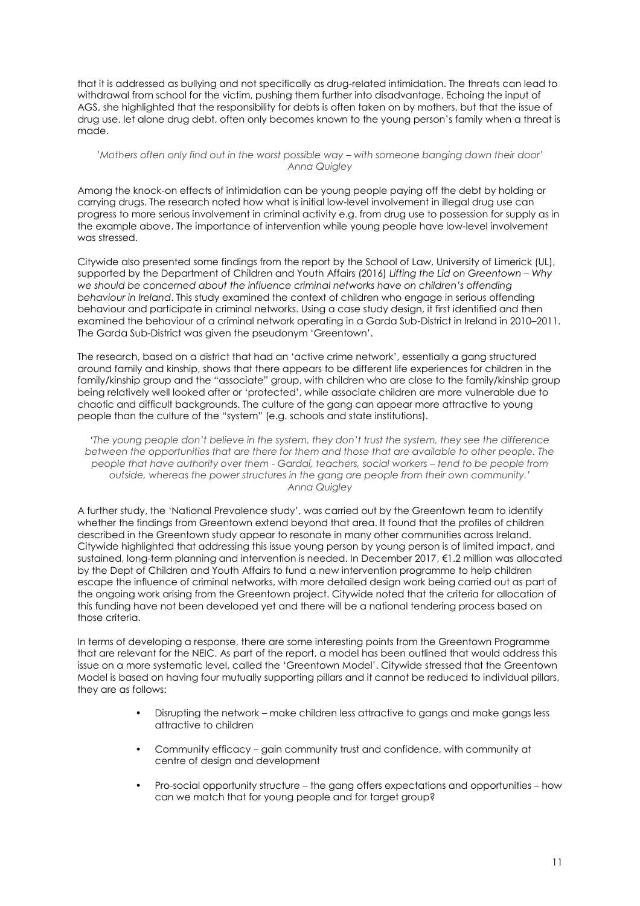that it is addressed as bullying and not specifically as drug-related intimidation. The threats can lead to withdrawal from school for the victim, pushing them further into disadvantage. Echoing the input of AGS, she highlighted that the responsibility for debts is often taken on by mothers, but that the issue of drug use, let alone drug debt, often only becomes known to the young person's family when a threat is made.

*'Mothers often only find out in the worst possible way – with someone banging down their door' Anna Quigley*

Among the knock-on effects of intimidation can be young people paying off the debt by holding or carrying drugs. The research noted how what is initial low-level involvement in illegal drug use can progress to more serious involvement in criminal activity e.g. from drug use to possession for supply as in the example above. The importance of intervention while young people have low-level involvement was stressed.

Citywide also presented some findings from the report by the School of Law, University of Limerick (UL), supported by the Department of Children and Youth Affairs (2016) *Lifting the Lid on Greentown – Why we should be concerned about the influence criminal networks have on children's offending behaviour in Ireland*. This study examined the context of children who engage in serious offending behaviour and participate in criminal networks. Using a case study design, it first identified and then examined the behaviour of a criminal network operating in a Garda Sub-District in Ireland in 2010–2011. The Garda Sub-District was given the pseudonym 'Greentown'.

The research, based on a district that had an 'active crime network', essentially a gang structured around family and kinship, shows that there appears to be different life experiences for children in the family/kinship group and the "associate" group, with children who are close to the family/kinship group being relatively well looked after or 'protected', while associate children are more vulnerable due to chaotic and difficult backgrounds. The culture of the gang can appear more attractive to young people than the culture of the "system" (e.g. schools and state institutions).

*'The young people don't believe in the system, they don't trust the system, they see the difference between the opportunities that are there for them and those that are available to other people. The people that have authority over them - Gardaí, teachers, social workers – tend to be people from outside, whereas the power structures in the gang are people from their own community.' Anna Quigley*

A further study, the 'National Prevalence study', was carried out by the Greentown team to identify whether the findings from Greentown extend beyond that area. It found that the profiles of children described in the Greentown study appear to resonate in many other communities across Ireland. Citywide highlighted that addressing this issue young person by young person is of limited impact, and sustained, long-term planning and intervention is needed. In December 2017, €1.2 million was allocated by the Dept of Children and Youth Affairs to fund a new intervention programme to help children escape the influence of criminal networks, with more detailed design work being carried out as part of the ongoing work arising from the Greentown project. Citywide noted that the criteria for allocation of this funding have not been developed yet and there will be a national tendering process based on those criteria.

In terms of developing a response, there are some interesting points from the Greentown Programme that are relevant for the NEIC. As part of the report, a model has been outlined that would address this issue on a more systematic level, called the 'Greentown Model'. Citywide stressed that the Greentown Model is based on having four mutually supporting pillars and it cannot be reduced to individual pillars, they are as follows:

- Disrupting the network – make children less attractive to gangs and make gangs less attractive to children
- Community efficacy – gain community trust and confidence, with community at centre of design and development
- Pro-social opportunity structure – the gang offers expectations and opportunities – how can we match that for young people and for target group?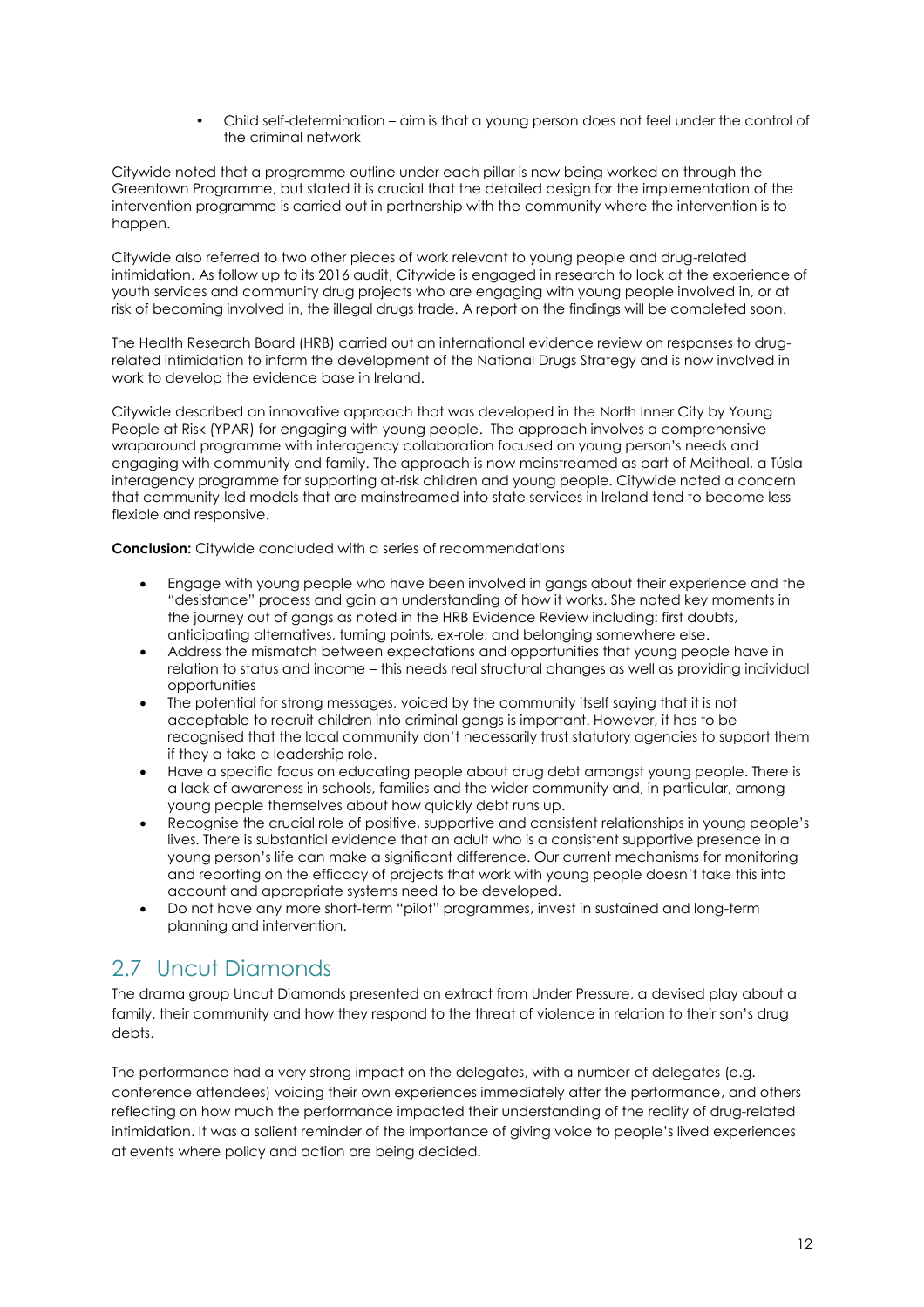- Child self-determination – aim is that a young person does not feel under the control of the criminal network

Citywide noted that a programme outline under each pillar is now being worked on through the Greentown Programme, but stated it is crucial that the detailed design for the implementation of the intervention programme is carried out in partnership with the community where the intervention is to happen.

Citywide also referred to two other pieces of work relevant to young people and drug-related intimidation. As follow up to its 2016 audit, Citywide is engaged in research to look at the experience of youth services and community drug projects who are engaging with young people involved in, or at risk of becoming involved in, the illegal drugs trade. A report on the findings will be completed soon.

The Health Research Board (HRB) carried out an international evidence review on responses to drug-related intimidation to inform the development of the National Drugs Strategy and is now involved in work to develop the evidence base in Ireland.

Citywide described an innovative approach that was developed in the North Inner City by Young People at Risk (YPAR) for engaging with young people. The approach involves a comprehensive wraparound programme with interagency collaboration focused on young person's needs and engaging with community and family. The approach is now mainstreamed as part of Meitheal, a Túsla interagency programme for supporting at-risk children and young people. Citywide noted a concern that community-led models that are mainstreamed into state services in Ireland tend to become less flexible and responsive.

**Conclusion:** Citywide concluded with a series of recommendations

- Engage with young people who have been involved in gangs about their experience and the "desistance" process and gain an understanding of how it works. She noted key moments in the journey out of gangs as noted in the HRB Evidence Review including: first doubts, anticipating alternatives, turning points, ex-role, and belonging somewhere else.
- Address the mismatch between expectations and opportunities that young people have in relation to status and income – this needs real structural changes as well as providing individual opportunities
- The potential for strong messages, voiced by the community itself saying that it is not acceptable to recruit children into criminal gangs is important. However, it has to be recognised that the local community don't necessarily trust statutory agencies to support them if they a take a leadership role.
- Have a specific focus on educating people about drug debt amongst young people. There is a lack of awareness in schools, families and the wider community and, in particular, among young people themselves about how quickly debt runs up.
- Recognise the crucial role of positive, supportive and consistent relationships in young people's lives. There is substantial evidence that an adult who is a consistent supportive presence in a young person's life can make a significant difference. Our current mechanisms for monitoring and reporting on the efficacy of projects that work with young people doesn't take this into account and appropriate systems need to be developed.
- Do not have any more short-term "pilot" programmes, invest in sustained and long-term planning and intervention.

## 2.7 Uncut Diamonds

The drama group Uncut Diamonds presented an extract from Under Pressure, a devised play about a family, their community and how they respond to the threat of violence in relation to their son's drug debts.

The performance had a very strong impact on the delegates, with a number of delegates (e.g. conference attendees) voicing their own experiences immediately after the performance, and others reflecting on how much the performance impacted their understanding of the reality of drug-related intimidation. It was a salient reminder of the importance of giving voice to people's lived experiences at events where policy and action are being decided.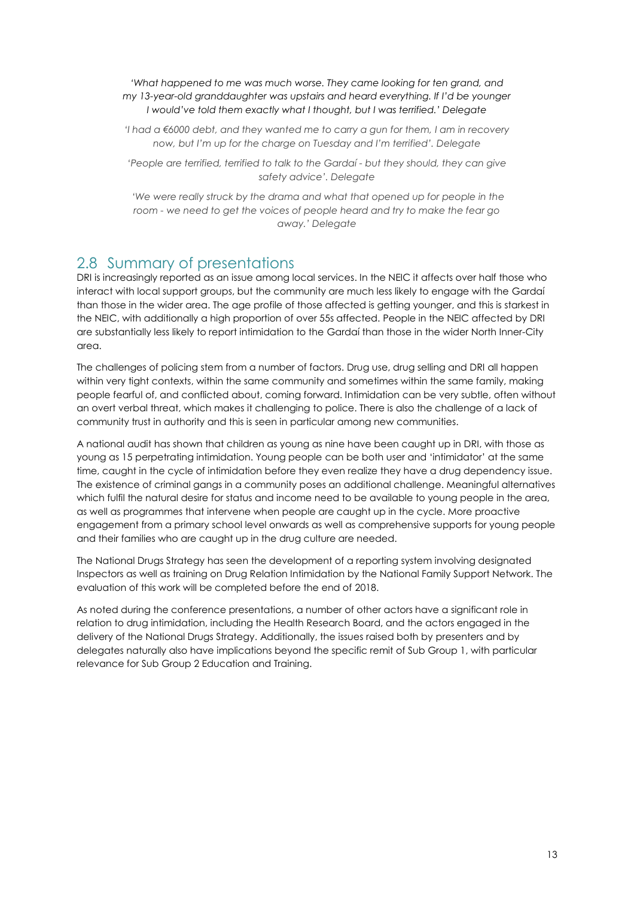*'What happened to me was much worse. They came looking for ten grand, and my 13-year-old granddaughter was upstairs and heard everything. If I'd be younger I would've told them exactly what I thought, but I was terrified.' Delegate*

*'I had a €6000 debt, and they wanted me to carry a gun for them, I am in recovery now, but I'm up for the charge on Tuesday and I'm terrified'. Delegate*

*'People are terrified, terrified to talk to the Gardaí - but they should, they can give safety advice'. Delegate*

*'We were really struck by the drama and what that opened up for people in the room - we need to get the voices of people heard and try to make the fear go away.' Delegate*

## 2.8 Summary of presentations

DRI is increasingly reported as an issue among local services. In the NEIC it affects over half those who interact with local support groups, but the community are much less likely to engage with the Gardaí than those in the wider area. The age profile of those affected is getting younger, and this is starkest in the NEIC, with additionally a high proportion of over 55s affected. People in the NEIC affected by DRI are substantially less likely to report intimidation to the Gardaí than those in the wider North Inner-City area.

The challenges of policing stem from a number of factors. Drug use, drug selling and DRI all happen within very tight contexts, within the same community and sometimes within the same family, making people fearful of, and conflicted about, coming forward. Intimidation can be very subtle, often without an overt verbal threat, which makes it challenging to police. There is also the challenge of a lack of community trust in authority and this is seen in particular among new communities.

A national audit has shown that children as young as nine have been caught up in DRI, with those as young as 15 perpetrating intimidation. Young people can be both user and 'intimidator' at the same time, caught in the cycle of intimidation before they even realize they have a drug dependency issue. The existence of criminal gangs in a community poses an additional challenge. Meaningful alternatives which fulfil the natural desire for status and income need to be available to young people in the area, as well as programmes that intervene when people are caught up in the cycle. More proactive engagement from a primary school level onwards as well as comprehensive supports for young people and their families who are caught up in the drug culture are needed.

The National Drugs Strategy has seen the development of a reporting system involving designated Inspectors as well as training on Drug Relation Intimidation by the National Family Support Network. The evaluation of this work will be completed before the end of 2018.

As noted during the conference presentations, a number of other actors have a significant role in relation to drug intimidation, including the Health Research Board, and the actors engaged in the delivery of the National Drugs Strategy. Additionally, the issues raised both by presenters and by delegates naturally also have implications beyond the specific remit of Sub Group 1, with particular relevance for Sub Group 2 Education and Training.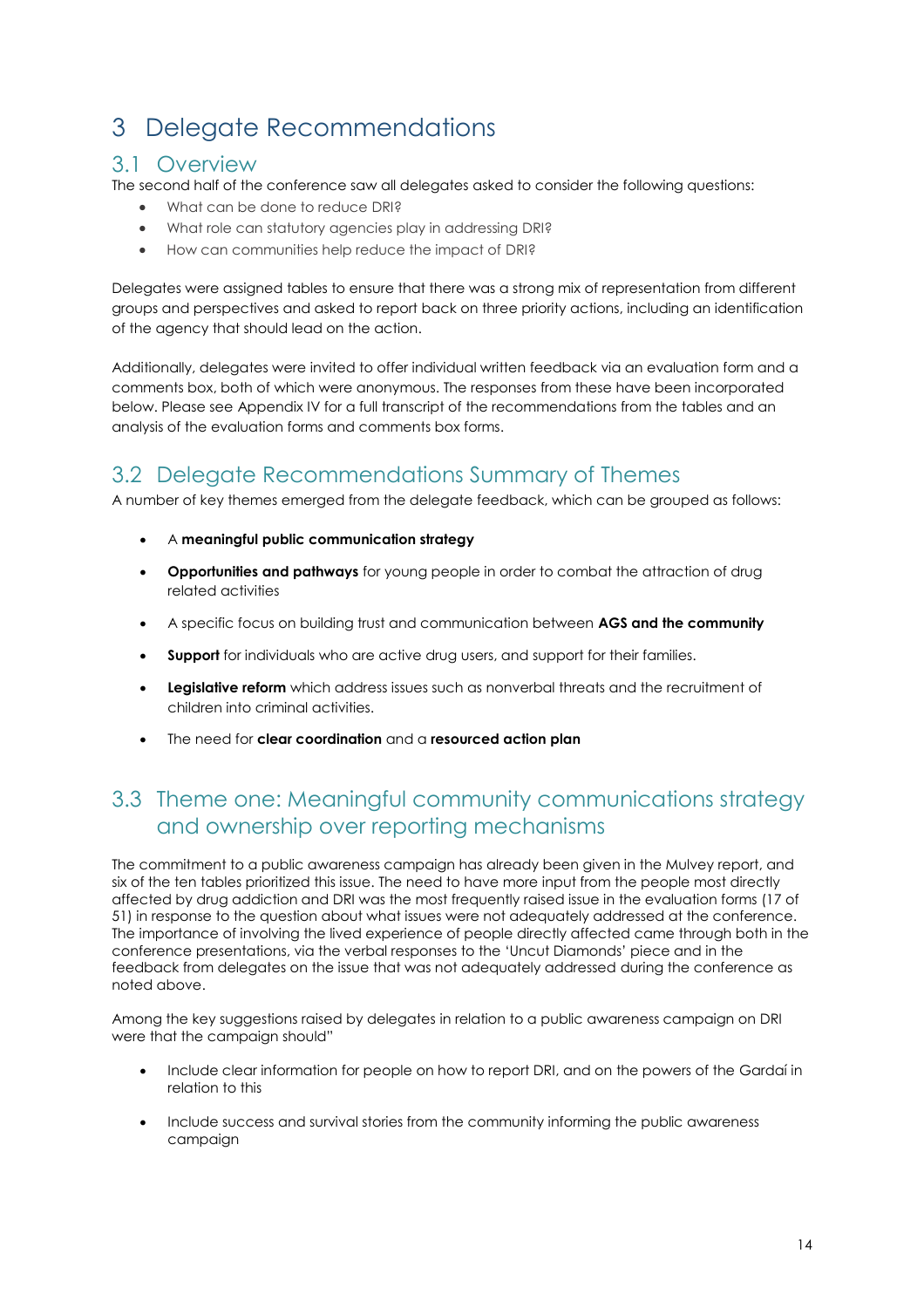# 3 Delegate Recommendations

## 3.1 Overview

The second half of the conference saw all delegates asked to consider the following questions:

- What can be done to reduce DRI?
- What role can statutory agencies play in addressing DRI?
- How can communities help reduce the impact of DRI?

Delegates were assigned tables to ensure that there was a strong mix of representation from different groups and perspectives and asked to report back on three priority actions, including an identification of the agency that should lead on the action.

Additionally, delegates were invited to offer individual written feedback via an evaluation form and a comments box, both of which were anonymous. The responses from these have been incorporated below. Please see Appendix IV for a full transcript of the recommendations from the tables and an analysis of the evaluation forms and comments box forms.

## 3.2 Delegate Recommendations Summary of Themes

A number of key themes emerged from the delegate feedback, which can be grouped as follows:

- A **meaningful public communication strategy**
- **Opportunities and pathways** for young people in order to combat the attraction of drug related activities
- A specific focus on building trust and communication between **AGS and the community**
- **Support** for individuals who are active drug users, and support for their families.
- **Legislative reform** which address issues such as nonverbal threats and the recruitment of children into criminal activities.
- The need for **clear coordination** and a **resourced action plan**

## 3.3 Theme one: Meaningful community communications strategy and ownership over reporting mechanisms

The commitment to a public awareness campaign has already been given in the Mulvey report, and six of the ten tables prioritized this issue. The need to have more input from the people most directly affected by drug addiction and DRI was the most frequently raised issue in the evaluation forms (17 of 51) in response to the question about what issues were not adequately addressed at the conference. The importance of involving the lived experience of people directly affected came through both in the conference presentations, via the verbal responses to the 'Uncut Diamonds' piece and in the feedback from delegates on the issue that was not adequately addressed during the conference as noted above.

Among the key suggestions raised by delegates in relation to a public awareness campaign on DRI were that the campaign should"

- Include clear information for people on how to report DRI, and on the powers of the Gardaí in relation to this
- Include success and survival stories from the community informing the public awareness campaign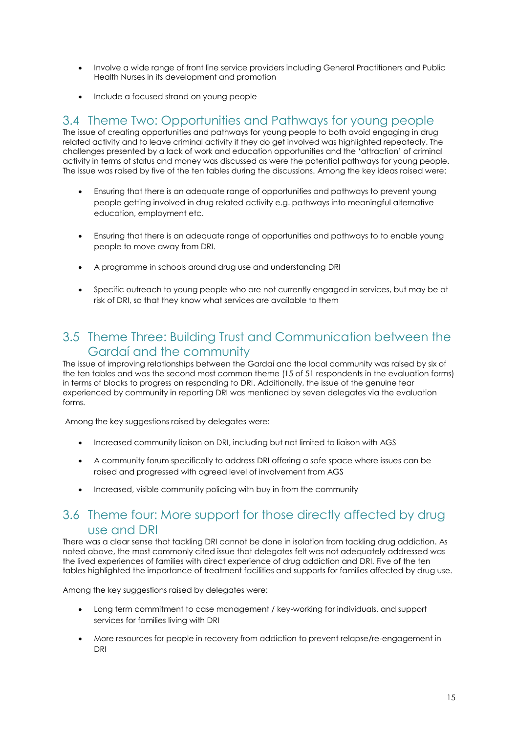- Involve a wide range of front line service providers including General Practitioners and Public Health Nurses in its development and promotion
- Include a focused strand on young people

## 3.4 Theme Two: Opportunities and Pathways for young people

The issue of creating opportunities and pathways for young people to both avoid engaging in drug related activity and to leave criminal activity if they do get involved was highlighted repeatedly. The challenges presented by a lack of work and education opportunities and the 'attraction' of criminal activity in terms of status and money was discussed as were the potential pathways for young people. The issue was raised by five of the ten tables during the discussions. Among the key ideas raised were:

- Ensuring that there is an adequate range of opportunities and pathways to prevent young people getting involved in drug related activity e.g. pathways into meaningful alternative education, employment etc.
- Ensuring that there is an adequate range of opportunities and pathways to to enable young people to move away from DRI.
- A programme in schools around drug use and understanding DRI
- Specific outreach to young people who are not currently engaged in services, but may be at risk of DRI, so that they know what services are available to them

## 3.5 Theme Three: Building Trust and Communication between the Gardaí and the community

The issue of improving relationships between the Gardaí and the local community was raised by six of the ten tables and was the second most common theme (15 of 51 respondents in the evaluation forms) in terms of blocks to progress on responding to DRI. Additionally, the issue of the genuine fear experienced by community in reporting DRI was mentioned by seven delegates via the evaluation forms.

Among the key suggestions raised by delegates were:

- Increased community liaison on DRI, including but not limited to liaison with AGS
- A community forum specifically to address DRI offering a safe space where issues can be raised and progressed with agreed level of involvement from AGS
- Increased, visible community policing with buy in from the community

## 3.6 Theme four: More support for those directly affected by drug use and DRI

There was a clear sense that tackling DRI cannot be done in isolation from tackling drug addiction. As noted above, the most commonly cited issue that delegates felt was not adequately addressed was the lived experiences of families with direct experience of drug addiction and DRI. Five of the ten tables highlighted the importance of treatment facilities and supports for families affected by drug use.

Among the key suggestions raised by delegates were:

- Long term commitment to case management / key-working for individuals, and support services for families living with DRI
- More resources for people in recovery from addiction to prevent relapse/re-engagement in DRI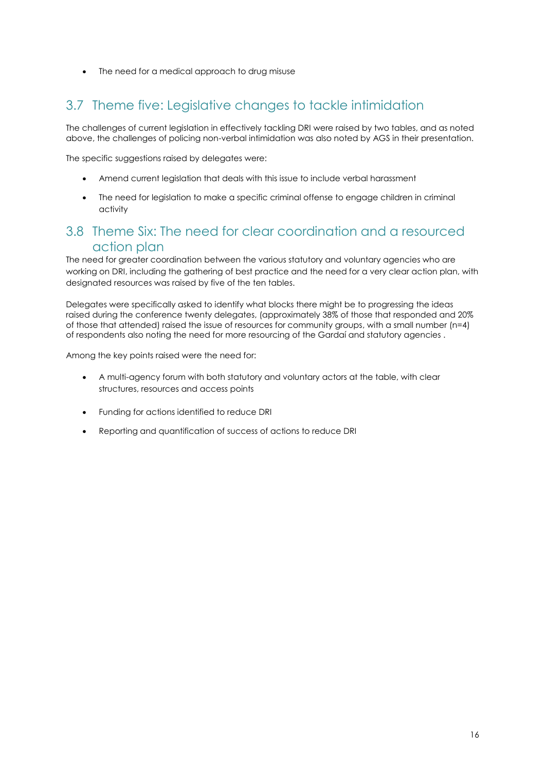- The need for a medical approach to drug misuse

## 3.7 Theme five: Legislative changes to tackle intimidation

The challenges of current legislation in effectively tackling DRI were raised by two tables, and as noted above, the challenges of policing non-verbal intimidation was also noted by AGS in their presentation.

The specific suggestions raised by delegates were:

- Amend current legislation that deals with this issue to include verbal harassment
- The need for legislation to make a specific criminal offense to engage children in criminal activity

## 3.8 Theme Six: The need for clear coordination and a resourced action plan

The need for greater coordination between the various statutory and voluntary agencies who are working on DRI, including the gathering of best practice and the need for a very clear action plan, with designated resources was raised by five of the ten tables.

Delegates were specifically asked to identify what blocks there might be to progressing the ideas raised during the conference twenty delegates, (approximately 38% of those that responded and 20% of those that attended) raised the issue of resources for community groups, with a small number (n=4) of respondents also noting the need for more resourcing of the Gardaí and statutory agencies .

Among the key points raised were the need for:

- A multi-agency forum with both statutory and voluntary actors at the table, with clear structures, resources and access points
- Funding for actions identified to reduce DRI
- Reporting and quantification of success of actions to reduce DRI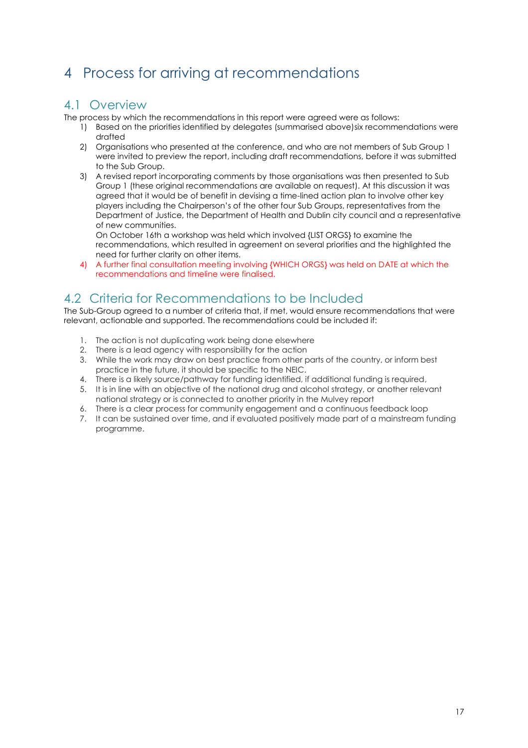# 4 Process for arriving at recommendations

## 4.1 Overview

The process by which the recommendations in this report were agreed were as follows:

1) Based on the priorities identified by delegates (summarised above)six recommendations were drafted
2) Organisations who presented at the conference, and who are not members of Sub Group 1 were invited to preview the report, including draft recommendations, before it was submitted to the Sub Group.
3) A revised report incorporating comments by those organisations was then presented to Sub Group 1 (these original recommendations are available on request). At this discussion it was agreed that it would be of benefit in devising a time-lined action plan to involve other key players including the Chairperson's of the other four Sub Groups, representatives from the Department of Justice, the Department of Health and Dublin city council and a representative of new communities.
   On October 16th a workshop was held which involved {LIST ORGS} to examine the recommendations, which resulted in agreement on several priorities and the highlighted the need for further clarity on other items.
4) A further final consultation meeting involving {WHICH ORGS} was held on DATE at which the recommendations and timeline were finalised.

## 4.2 Criteria for Recommendations to be Included

The Sub-Group agreed to a number of criteria that, if met, would ensure recommendations that were relevant, actionable and supported. The recommendations could be included if:

1. The action is not duplicating work being done elsewhere
2. There is a lead agency with responsibility for the action
3. While the work may draw on best practice from other parts of the country, or inform best practice in the future, it should be specific to the NEIC.
4. There is a likely source/pathway for funding identified, if additional funding is required,
5. It is in line with an objective of the national drug and alcohol strategy, or another relevant national strategy or is connected to another priority in the Mulvey report
6. There is a clear process for community engagement and a continuous feedback loop
7. It can be sustained over time, and if evaluated positively made part of a mainstream funding programme.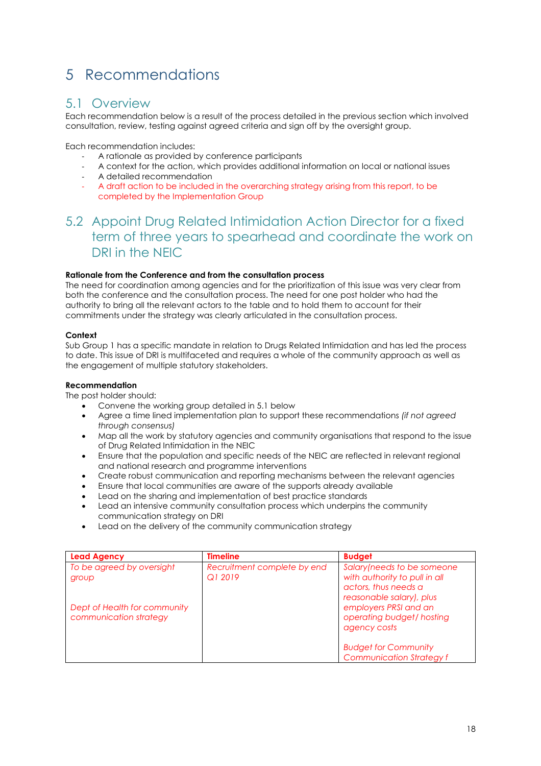# 5 Recommendations

## 5.1 Overview

Each recommendation below is a result of the process detailed in the previous section which involved consultation, review, testing against agreed criteria and sign off by the oversight group.

Each recommendation includes:

- A rationale as provided by conference participants
- A context for the action, which provides additional information on local or national issues
- A detailed recommendation
- A draft action to be included in the overarching strategy arising from this report, to be completed by the Implementation Group

## 5.2 Appoint Drug Related Intimidation Action Director for a fixed term of three years to spearhead and coordinate the work on DRI in the NEIC

**Rationale from the Conference and from the consultation process**

The need for coordination among agencies and for the prioritization of this issue was very clear from both the conference and the consultation process. The need for one post holder who had the authority to bring all the relevant actors to the table and to hold them to account for their commitments under the strategy was clearly articulated in the consultation process.

**Context**

Sub Group 1 has a specific mandate in relation to Drugs Related Intimidation and has led the process to date. This issue of DRI is multifaceted and requires a whole of the community approach as well as the engagement of multiple statutory stakeholders.

**Recommendation**

The post holder should:

- Convene the working group detailed in 5.1 below
- Agree a time lined implementation plan to support these recommendations *(if not agreed through consensus)*
- Map all the work by statutory agencies and community organisations that respond to the issue of Drug Related Intimidation in the NEIC
- Ensure that the population and specific needs of the NEIC are reflected in relevant regional and national research and programme interventions
- Create robust communication and reporting mechanisms between the relevant agencies
- Ensure that local communities are aware of the supports already available
- Lead on the sharing and implementation of best practice standards
- Lead an intensive community consultation process which underpins the community communication strategy on DRI
- Lead on the delivery of the community communication strategy

| **Lead Agency** | **Timeline** | **Budget** |
| --- | --- | --- |
| *To be agreed by oversight group*<br><br>*Dept of Health for community communication strategy* | *Recruitment complete by end Q1 2019* | *Salary(needs to be someone with authority to pull in all actors, thus needs a reasonable salary), plus employers PRSI and an operating budget/ hosting agency costs*<br><br>*Budget for Community Communication Strategy f* |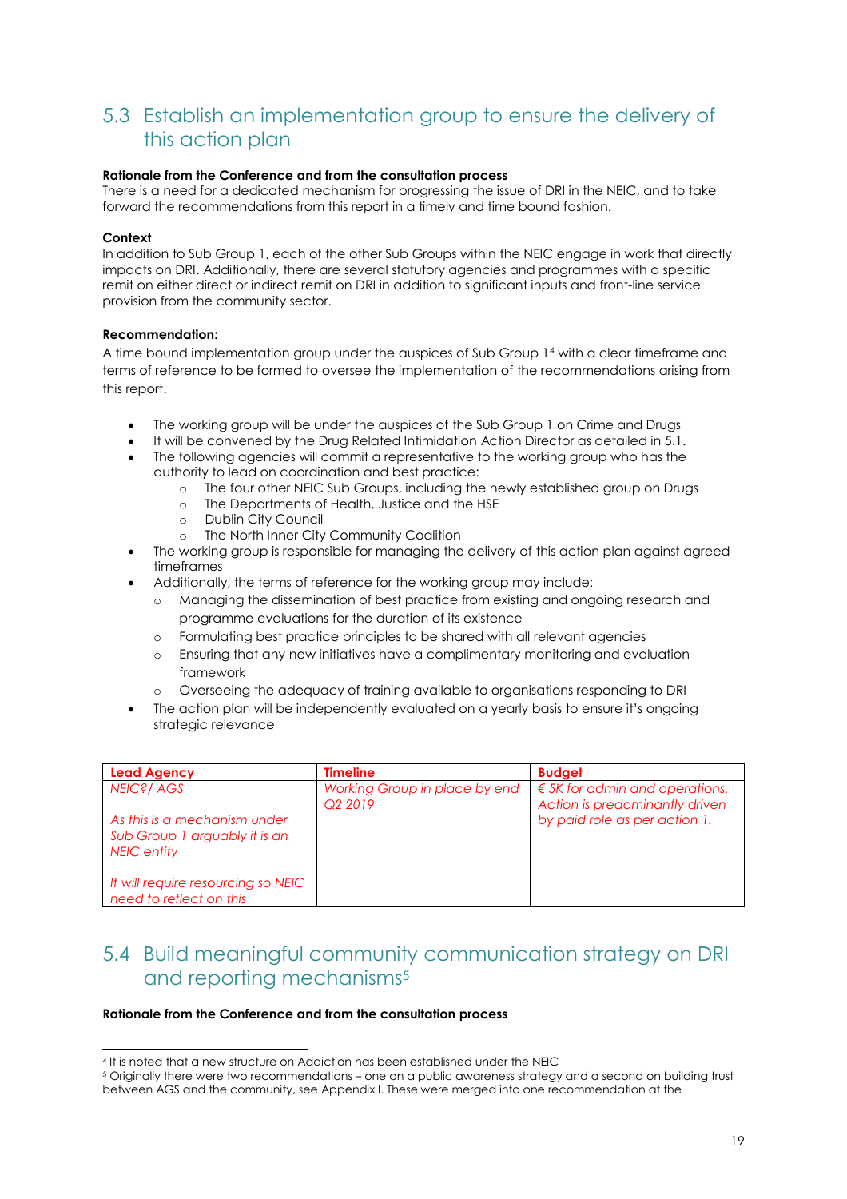## 5.3 Establish an implementation group to ensure the delivery of this action plan

**Rationale from the Conference and from the consultation process**

There is a need for a dedicated mechanism for progressing the issue of DRI in the NEIC, and to take forward the recommendations from this report in a timely and time bound fashion.

**Context**

In addition to Sub Group 1, each of the other Sub Groups within the NEIC engage in work that directly impacts on DRI. Additionally, there are several statutory agencies and programmes with a specific remit on either direct or indirect remit on DRI in addition to significant inputs and front-line service provision from the community sector.

**Recommendation:**

A time bound implementation group under the auspices of Sub Group 1[4] with a clear timeframe and terms of reference to be formed to oversee the implementation of the recommendations arising from this report.

- The working group will be under the auspices of the Sub Group 1 on Crime and Drugs
- It will be convened by the Drug Related Intimidation Action Director as detailed in 5.1.
- The following agencies will commit a representative to the working group who has the authority to lead on coordination and best practice:
  - The four other NEIC Sub Groups, including the newly established group on Drugs
  - The Departments of Health, Justice and the HSE
  - Dublin City Council
  - The North Inner City Community Coalition
- The working group is responsible for managing the delivery of this action plan against agreed timeframes
- Additionally, the terms of reference for the working group may include:
  - Managing the dissemination of best practice from existing and ongoing research and programme evaluations for the duration of its existence
  - Formulating best practice principles to be shared with all relevant agencies
  - Ensuring that any new initiatives have a complimentary monitoring and evaluation framework
  - Overseeing the adequacy of training available to organisations responding to DRI
- The action plan will be independently evaluated on a yearly basis to ensure it's ongoing strategic relevance

| **Lead Agency** | **Timeline** | **Budget** |
|---|---|---|
| *NEIC?/ AGS*<br><br>*As this is a mechanism under Sub Group 1 arguably it is an NEIC entity*<br><br>*It will require resourcing so NEIC need to reflect on this* | *Working Group in place by end Q2 2019* | *€ 5K for admin and operations. Action is predominantly driven by paid role as per action 1.* |

## 5.4 Build meaningful community communication strategy on DRI and reporting mechanisms[5]

**Rationale from the Conference and from the consultation process**

---

[4] It is noted that a new structure on Addiction has been established under the NEIC

[5] Originally there were two recommendations – one on a public awareness strategy and a second on building trust between AGS and the community, see Appendix I. These were merged into one recommendation at the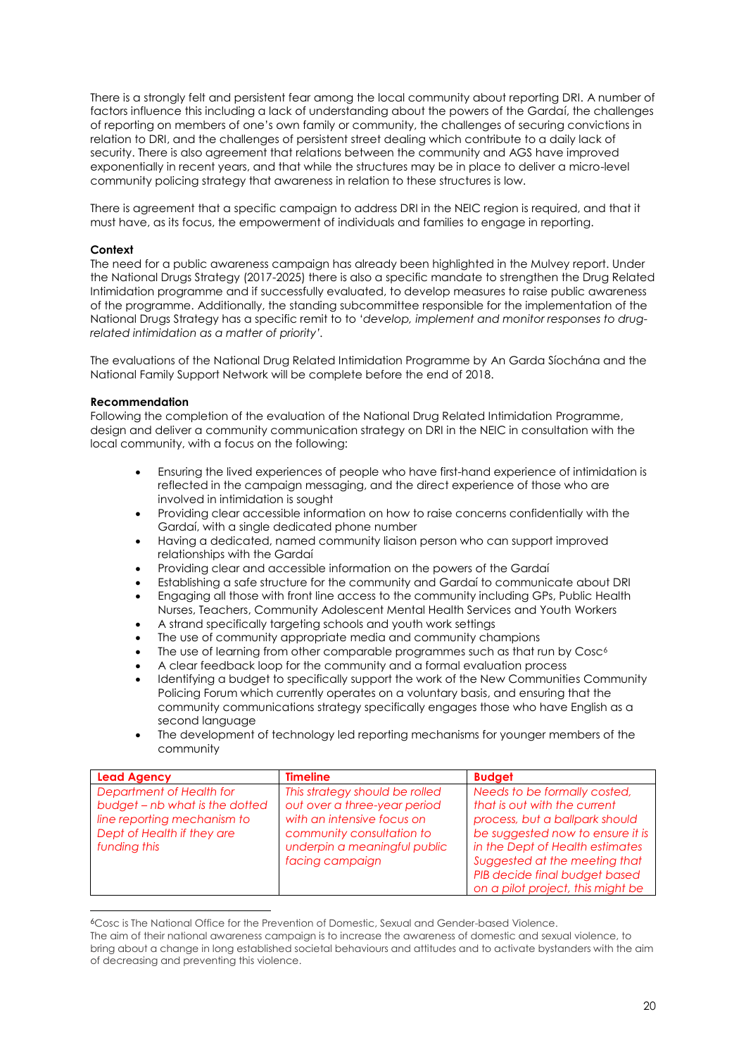There is a strongly felt and persistent fear among the local community about reporting DRI. A number of factors influence this including a lack of understanding about the powers of the Gardaí, the challenges of reporting on members of one's own family or community, the challenges of securing convictions in relation to DRI, and the challenges of persistent street dealing which contribute to a daily lack of security. There is also agreement that relations between the community and AGS have improved exponentially in recent years, and that while the structures may be in place to deliver a micro-level community policing strategy that awareness in relation to these structures is low.

There is agreement that a specific campaign to address DRI in the NEIC region is required, and that it must have, as its focus, the empowerment of individuals and families to engage in reporting.

**Context**

The need for a public awareness campaign has already been highlighted in the Mulvey report. Under the National Drugs Strategy (2017-2025) there is also a specific mandate to strengthen the Drug Related Intimidation programme and if successfully evaluated, to develop measures to raise public awareness of the programme. Additionally, the standing subcommittee responsible for the implementation of the National Drugs Strategy has a specific remit to to '*develop, implement and monitor responses to drug-related intimidation as a matter of priority'*.

The evaluations of the National Drug Related Intimidation Programme by An Garda Síochána and the National Family Support Network will be complete before the end of 2018.

**Recommendation**

Following the completion of the evaluation of the National Drug Related Intimidation Programme, design and deliver a community communication strategy on DRI in the NEIC in consultation with the local community, with a focus on the following:

- Ensuring the lived experiences of people who have first-hand experience of intimidation is reflected in the campaign messaging, and the direct experience of those who are involved in intimidation is sought
- Providing clear accessible information on how to raise concerns confidentially with the Gardaí, with a single dedicated phone number
- Having a dedicated, named community liaison person who can support improved relationships with the Gardaí
- Providing clear and accessible information on the powers of the Gardaí
- Establishing a safe structure for the community and Gardaí to communicate about DRI
- Engaging all those with front line access to the community including GPs, Public Health Nurses, Teachers, Community Adolescent Mental Health Services and Youth Workers
- A strand specifically targeting schools and youth work settings
- The use of community appropriate media and community champions
- The use of learning from other comparable programmes such as that run by Cosc[6]
- A clear feedback loop for the community and a formal evaluation process
- Identifying a budget to specifically support the work of the New Communities Community Policing Forum which currently operates on a voluntary basis, and ensuring that the community communications strategy specifically engages those who have English as a second language
- The development of technology led reporting mechanisms for younger members of the community

| **Lead Agency** | **Timeline** | **Budget** |
|---|---|---|
| *Department of Health for budget – nb what is the dotted line reporting mechanism to Dept of Health if they are funding this* | *This strategy should be rolled out over a three-year period with an intensive focus on community consultation to underpin a meaningful public facing campaign* | *Needs to be formally costed, that is out with the current process, but a ballpark should be suggested now to ensure it is in the Dept of Health estimates Suggested at the meeting that PIB decide final budget based on a pilot project, this might be* |

[6]Cosc is The National Office for the Prevention of Domestic, Sexual and Gender-based Violence.
The aim of their national awareness campaign is to increase the awareness of domestic and sexual violence, to bring about a change in long established societal behaviours and attitudes and to activate bystanders with the aim of decreasing and preventing this violence.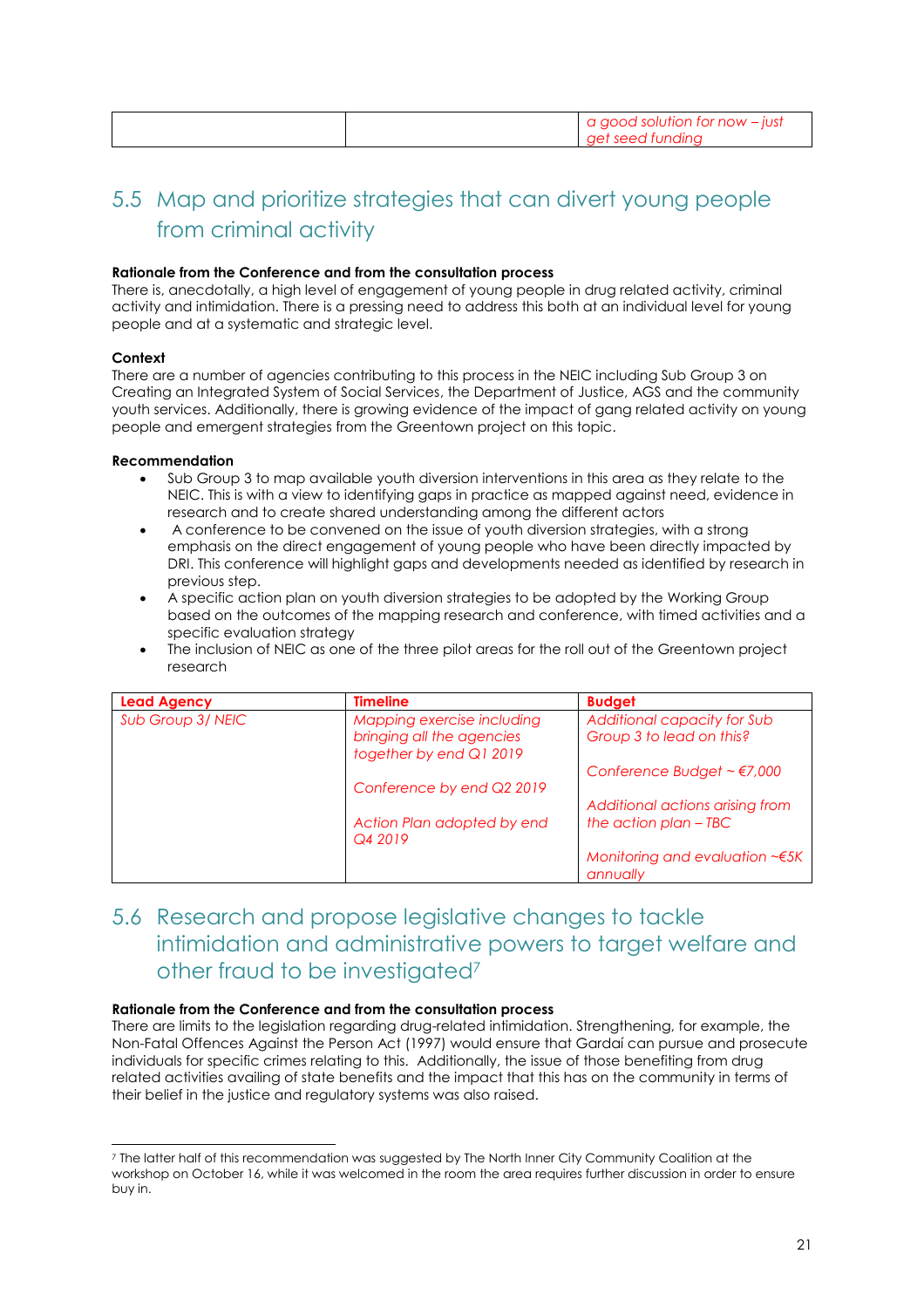| | | *a good solution for now – just get seed funding* |
|---|---|---|

## 5.5 Map and prioritize strategies that can divert young people from criminal activity

**Rationale from the Conference and from the consultation process**
There is, anecdotally, a high level of engagement of young people in drug related activity, criminal activity and intimidation. There is a pressing need to address this both at an individual level for young people and at a systematic and strategic level.

**Context**
There are a number of agencies contributing to this process in the NEIC including Sub Group 3 on Creating an Integrated System of Social Services, the Department of Justice, AGS and the community youth services. Additionally, there is growing evidence of the impact of gang related activity on young people and emergent strategies from the Greentown project on this topic.

**Recommendation**

- Sub Group 3 to map available youth diversion interventions in this area as they relate to the NEIC. This is with a view to identifying gaps in practice as mapped against need, evidence in research and to create shared understanding among the different actors
- A conference to be convened on the issue of youth diversion strategies, with a strong emphasis on the direct engagement of young people who have been directly impacted by DRI. This conference will highlight gaps and developments needed as identified by research in previous step.
- A specific action plan on youth diversion strategies to be adopted by the Working Group based on the outcomes of the mapping research and conference, with timed activities and a specific evaluation strategy
- The inclusion of NEIC as one of the three pilot areas for the roll out of the Greentown project research

| **Lead Agency** | **Timeline** | **Budget** |
|---|---|---|
| *Sub Group 3/ NEIC* | *Mapping exercise including bringing all the agencies together by end Q1 2019*<br><br>*Conference by end Q2 2019*<br><br>*Action Plan adopted by end Q4 2019* | *Additional capacity for Sub Group 3 to lead on this?*<br><br>*Conference Budget ~ €7,000*<br><br>*Additional actions arising from the action plan – TBC*<br><br>*Monitoring and evaluation ~€5K annually* |

## 5.6 Research and propose legislative changes to tackle intimidation and administrative powers to target welfare and other fraud to be investigated[7]

**Rationale from the Conference and from the consultation process**
There are limits to the legislation regarding drug-related intimidation. Strengthening, for example, the Non-Fatal Offences Against the Person Act (1997) would ensure that Gardaí can pursue and prosecute individuals for specific crimes relating to this. Additionally, the issue of those benefiting from drug related activities availing of state benefits and the impact that this has on the community in terms of their belief in the justice and regulatory systems was also raised.

[7] The latter half of this recommendation was suggested by The North Inner City Community Coalition at the workshop on October 16, while it was welcomed in the room the area requires further discussion in order to ensure buy in.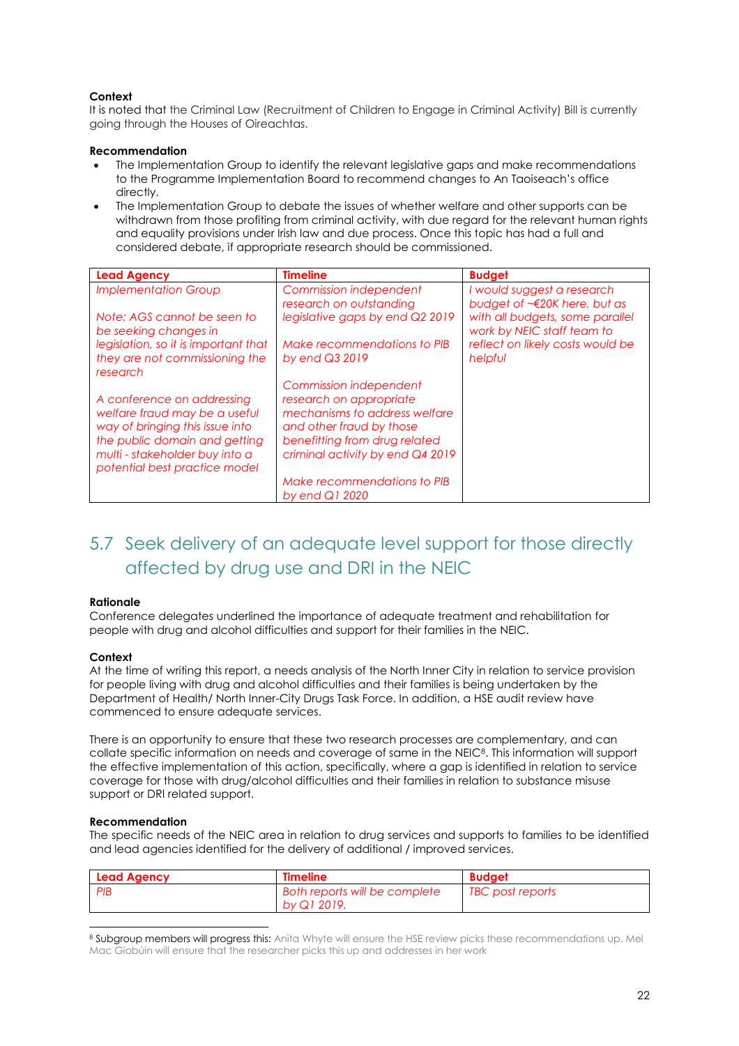**Context**

It is noted that the Criminal Law (Recruitment of Children to Engage in Criminal Activity) Bill is currently going through the Houses of Oireachtas.

**Recommendation**

- The Implementation Group to identify the relevant legislative gaps and make recommendations to the Programme Implementation Board to recommend changes to An Taoiseach's office directly.
- The Implementation Group to debate the issues of whether welfare and other supports can be withdrawn from those profiting from criminal activity, with due regard for the relevant human rights and equality provisions under Irish law and due process. Once this topic has had a full and considered debate, if appropriate research should be commissioned.

| Lead Agency | Timeline | Budget |
|---|---|---|
| *Implementation Group*<br><br>*Note: AGS cannot be seen to be seeking changes in legislation, so it is important that they are not commissioning the research*<br><br>*A conference on addressing welfare fraud may be a useful way of bringing this issue into the public domain and getting multi - stakeholder buy into a potential best practice model* | *Commission independent research on outstanding legislative gaps by end Q2 2019*<br><br>*Make recommendations to PIB by end Q3 2019*<br><br>*Commission independent research on appropriate mechanisms to address welfare and other fraud by those benefitting from drug related criminal activity by end Q4 2019*<br><br>*Make recommendations to PIB by end Q1 2020* | *I would suggest a research budget of ~€20K here, but as with all budgets, some parallel work by NEIC staff team to reflect on likely costs would be helpful* |

## 5.7 Seek delivery of an adequate level support for those directly affected by drug use and DRI in the NEIC

**Rationale**

Conference delegates underlined the importance of adequate treatment and rehabilitation for people with drug and alcohol difficulties and support for their families in the NEIC.

**Context**

At the time of writing this report, a needs analysis of the North Inner City in relation to service provision for people living with drug and alcohol difficulties and their families is being undertaken by the Department of Health/ North Inner-City Drugs Task Force. In addition, a HSE audit review have commenced to ensure adequate services.

There is an opportunity to ensure that these two research processes are complementary, and can collate specific information on needs and coverage of same in the NEIC[8]. This information will support the effective implementation of this action, specifically, where a gap is identified in relation to service coverage for those with drug/alcohol difficulties and their families in relation to substance misuse support or DRI related support.

**Recommendation**

The specific needs of the NEIC area in relation to drug services and supports to families to be identified and lead agencies identified for the delivery of additional / improved services.

| Lead Agency | Timeline | Budget |
|---|---|---|
| *PIB* | *Both reports will be complete by Q1 2019.* | *TBC post reports* |

[8] Subgroup members will progress this: Anita Whyte will ensure the HSE review picks these recommendations up. Mel Mac Giobúin will ensure that the researcher picks this up and addresses in her work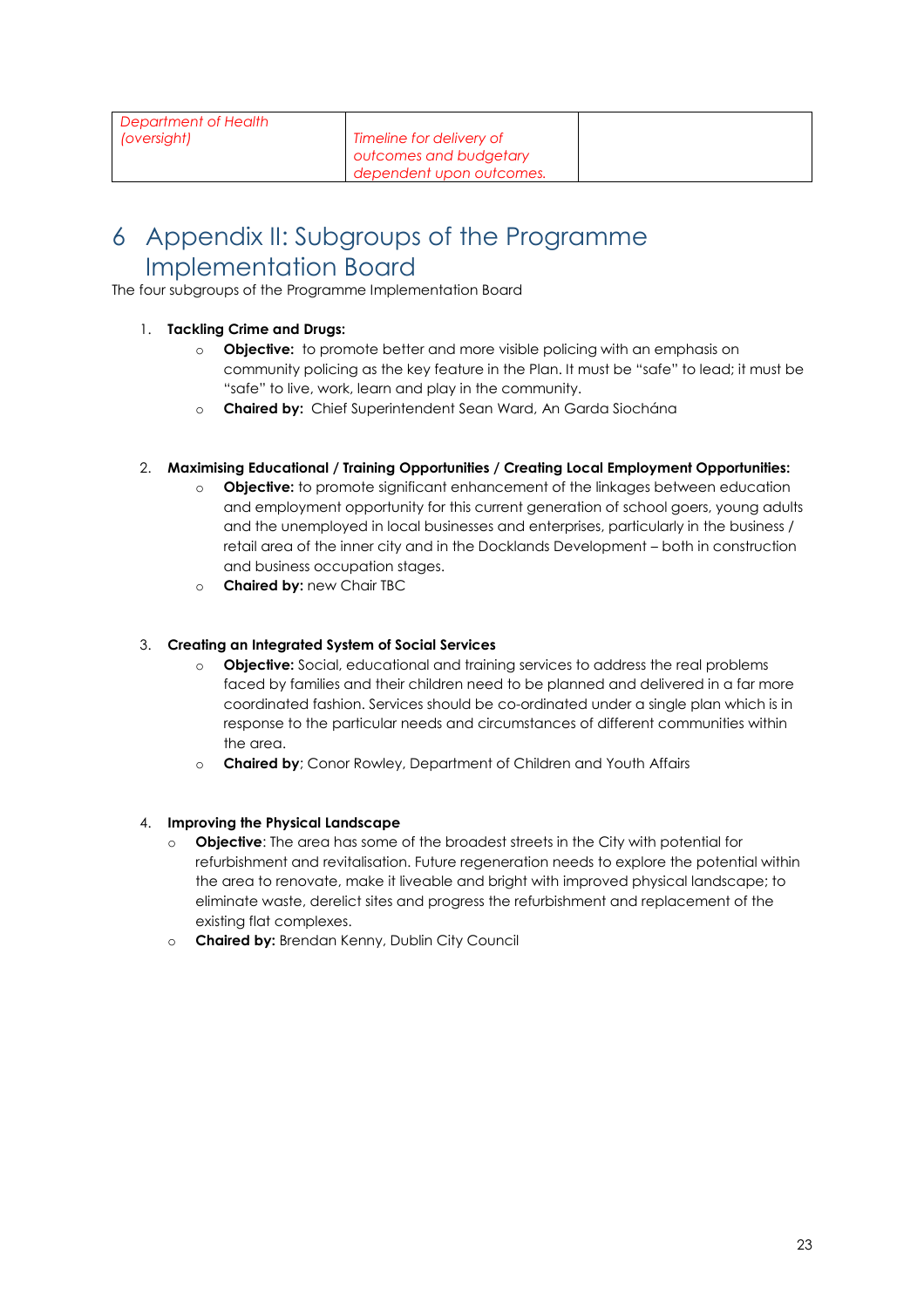| *Department of Health (oversight)* | *Timeline for delivery of outcomes and budgetary dependent upon outcomes.* | |
|---|---|---|

# 6 Appendix II: Subgroups of the Programme Implementation Board

The four subgroups of the Programme Implementation Board

1. **Tackling Crime and Drugs:**
   - **Objective:** to promote better and more visible policing with an emphasis on community policing as the key feature in the Plan. It must be "safe" to lead; it must be "safe" to live, work, learn and play in the community.
   - **Chaired by:** Chief Superintendent Sean Ward, An Garda Síochána

2. **Maximising Educational / Training Opportunities / Creating Local Employment Opportunities:**
   - **Objective:** to promote significant enhancement of the linkages between education and employment opportunity for this current generation of school goers, young adults and the unemployed in local businesses and enterprises, particularly in the business / retail area of the inner city and in the Docklands Development – both in construction and business occupation stages.
   - **Chaired by:** new Chair TBC

3. **Creating an Integrated System of Social Services**
   - **Objective:** Social, educational and training services to address the real problems faced by families and their children need to be planned and delivered in a far more coordinated fashion. Services should be co-ordinated under a single plan which is in response to the particular needs and circumstances of different communities within the area.
   - **Chaired by**; Conor Rowley, Department of Children and Youth Affairs

4. **Improving the Physical Landscape**
   - **Objective**: The area has some of the broadest streets in the City with potential for refurbishment and revitalisation. Future regeneration needs to explore the potential within the area to renovate, make it liveable and bright with improved physical landscape; to eliminate waste, derelict sites and progress the refurbishment and replacement of the existing flat complexes.
   - **Chaired by:** Brendan Kenny, Dublin City Council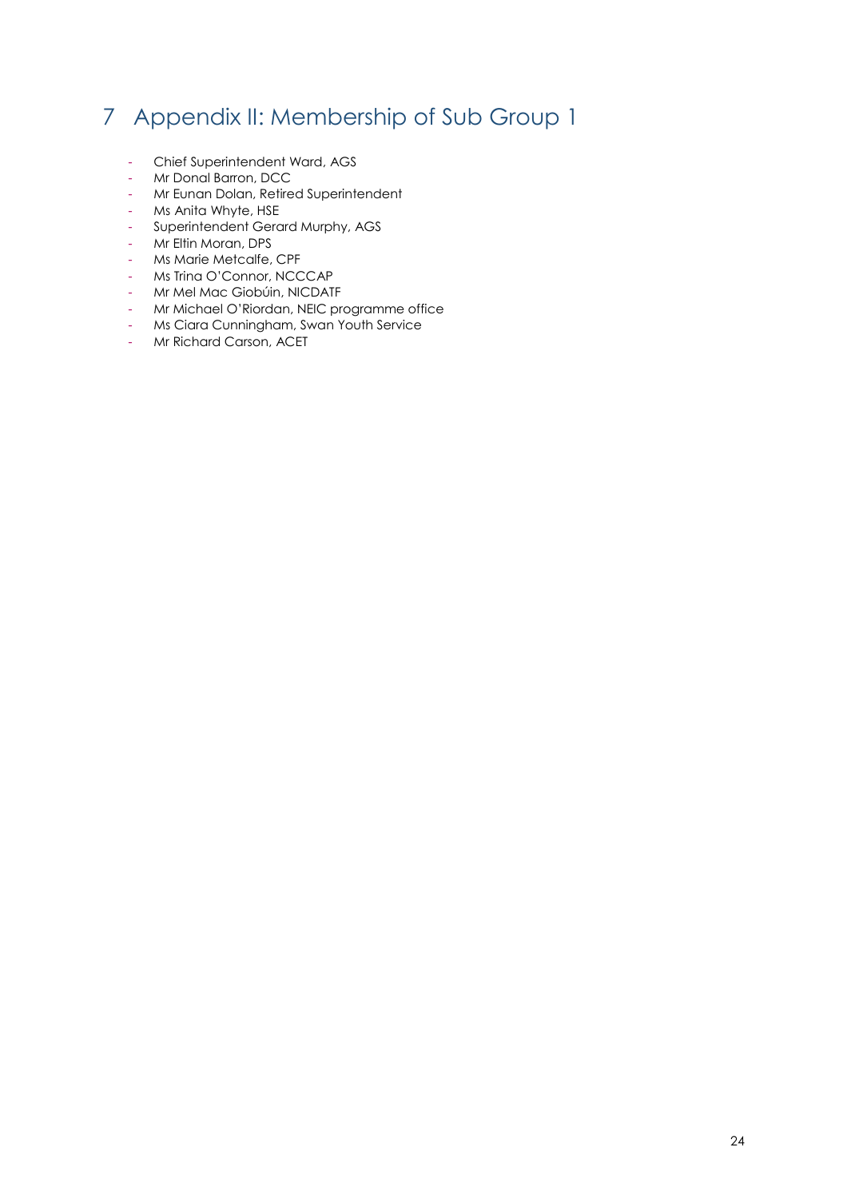# 7 Appendix II: Membership of Sub Group 1

- Chief Superintendent Ward, AGS
- Mr Donal Barron, DCC
- Mr Eunan Dolan, Retired Superintendent
- Ms Anita Whyte, HSE
- Superintendent Gerard Murphy, AGS
- Mr Eltin Moran, DPS
- Ms Marie Metcalfe, CPF
- Ms Trina O'Connor, NCCCAP
- Mr Mel Mac Giobúin, NICDATF
- Mr Michael O'Riordan, NEIC programme office
- Ms Ciara Cunningham, Swan Youth Service
- Mr Richard Carson, ACET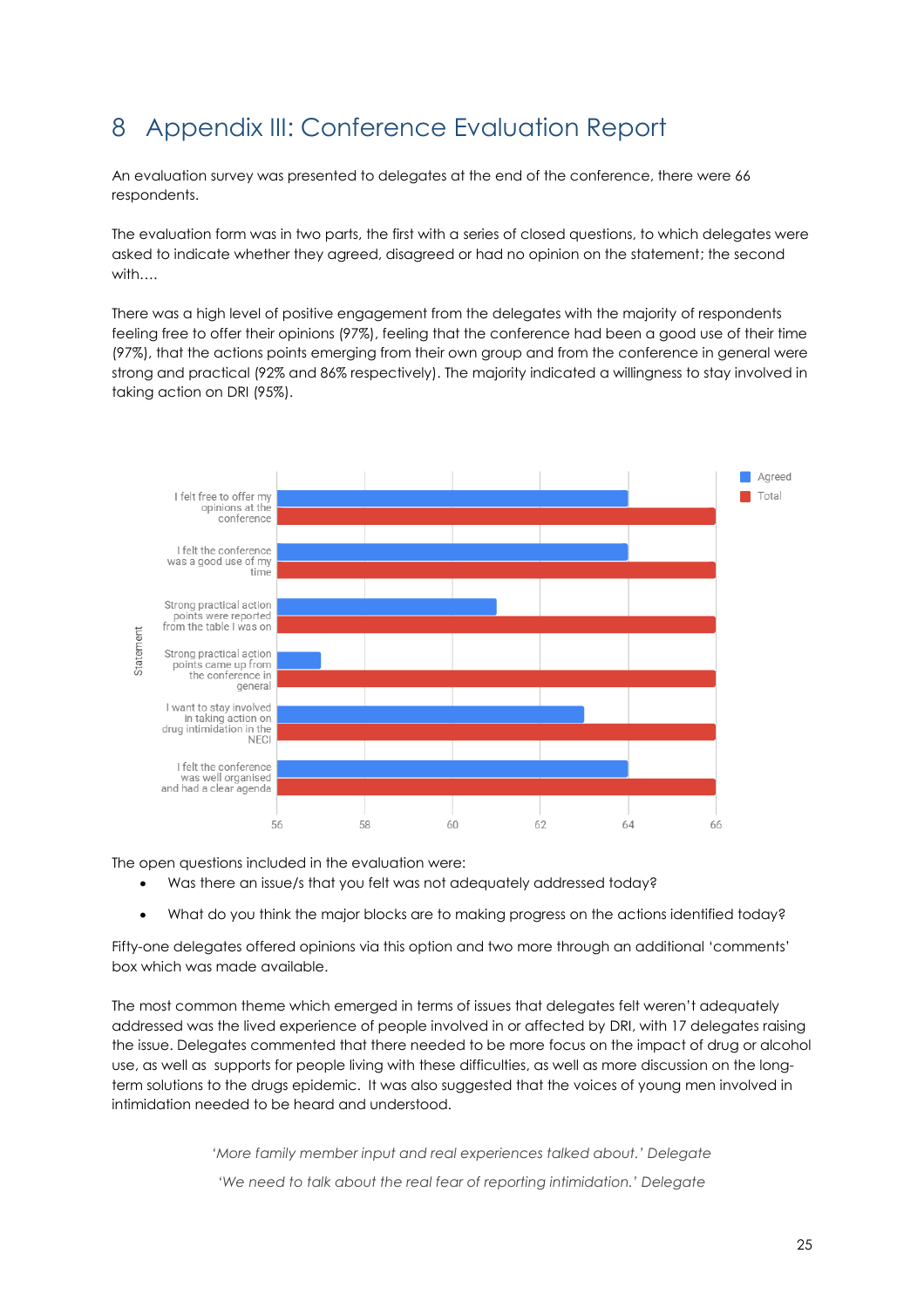# 8 Appendix III: Conference Evaluation Report

An evaluation survey was presented to delegates at the end of the conference, there were 66 respondents.

The evaluation form was in two parts, the first with a series of closed questions, to which delegates were asked to indicate whether they agreed, disagreed or had no opinion on the statement; the second with….

There was a high level of positive engagement from the delegates with the majority of respondents feeling free to offer their opinions (97%), feeling that the conference had been a good use of their time (97%), that the actions points emerging from their own group and from the conference in general were strong and practical (92% and 86% respectively). The majority indicated a willingness to stay involved in taking action on DRI (95%).

| Statement | Agreed | Total |
|---|---|---|
| I felt free to offer my opinions at the conference | 64 | 66 |
| I felt the conference was a good use of my time | 64 | 66 |
| Strong practical action points were reported from the table I was on | 61 | 66 |
| Strong practical action points came up from the conference in general | 57 | 66 |
| I want to stay involved in taking action on drug intimidation in the NECI | 63 | 66 |
| I felt the conference was well organised and had a clear agenda | 64 | 66 |

The open questions included in the evaluation were:

- Was there an issue/s that you felt was not adequately addressed today?
- What do you think the major blocks are to making progress on the actions identified today?

Fifty-one delegates offered opinions via this option and two more through an additional 'comments' box which was made available.

The most common theme which emerged in terms of issues that delegates felt weren't adequately addressed was the lived experience of people involved in or affected by DRI, with 17 delegates raising the issue. Delegates commented that there needed to be more focus on the impact of drug or alcohol use, as well as supports for people living with these difficulties, as well as more discussion on the long-term solutions to the drugs epidemic. It was also suggested that the voices of young men involved in intimidation needed to be heard and understood.

*'More family member input and real experiences talked about.' Delegate*

*'We need to talk about the real fear of reporting intimidation.' Delegate*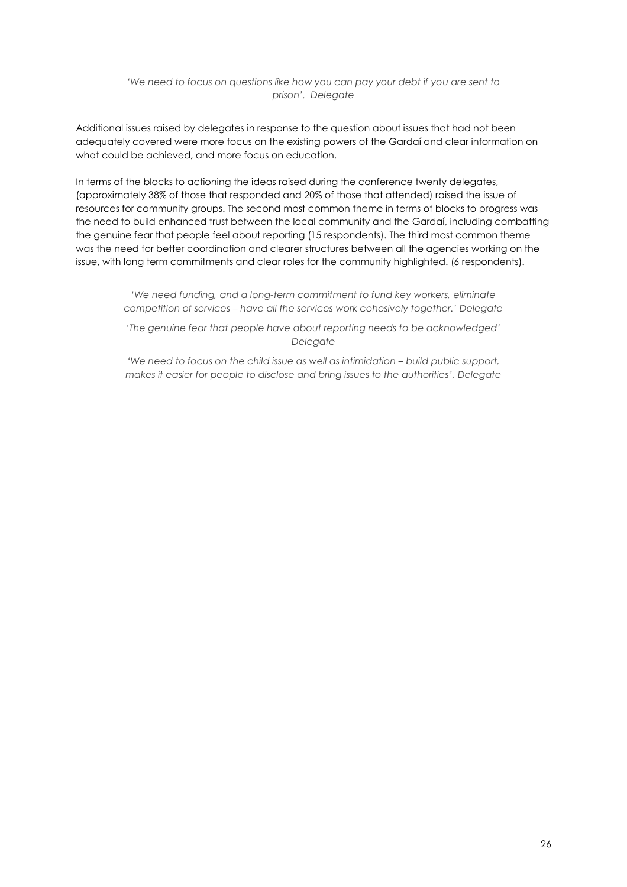*'We need to focus on questions like how you can pay your debt if you are sent to prison'. Delegate*

Additional issues raised by delegates in response to the question about issues that had not been adequately covered were more focus on the existing powers of the Gardaí and clear information on what could be achieved, and more focus on education.

In terms of the blocks to actioning the ideas raised during the conference twenty delegates, (approximately 38% of those that responded and 20% of those that attended) raised the issue of resources for community groups. The second most common theme in terms of blocks to progress was the need to build enhanced trust between the local community and the Gardaí, including combatting the genuine fear that people feel about reporting (15 respondents). The third most common theme was the need for better coordination and clearer structures between all the agencies working on the issue, with long term commitments and clear roles for the community highlighted. (6 respondents).

*'We need funding, and a long-term commitment to fund key workers, eliminate competition of services – have all the services work cohesively together.' Delegate*

*'The genuine fear that people have about reporting needs to be acknowledged' Delegate*

*'We need to focus on the child issue as well as intimidation – build public support, makes it easier for people to disclose and bring issues to the authorities', Delegate*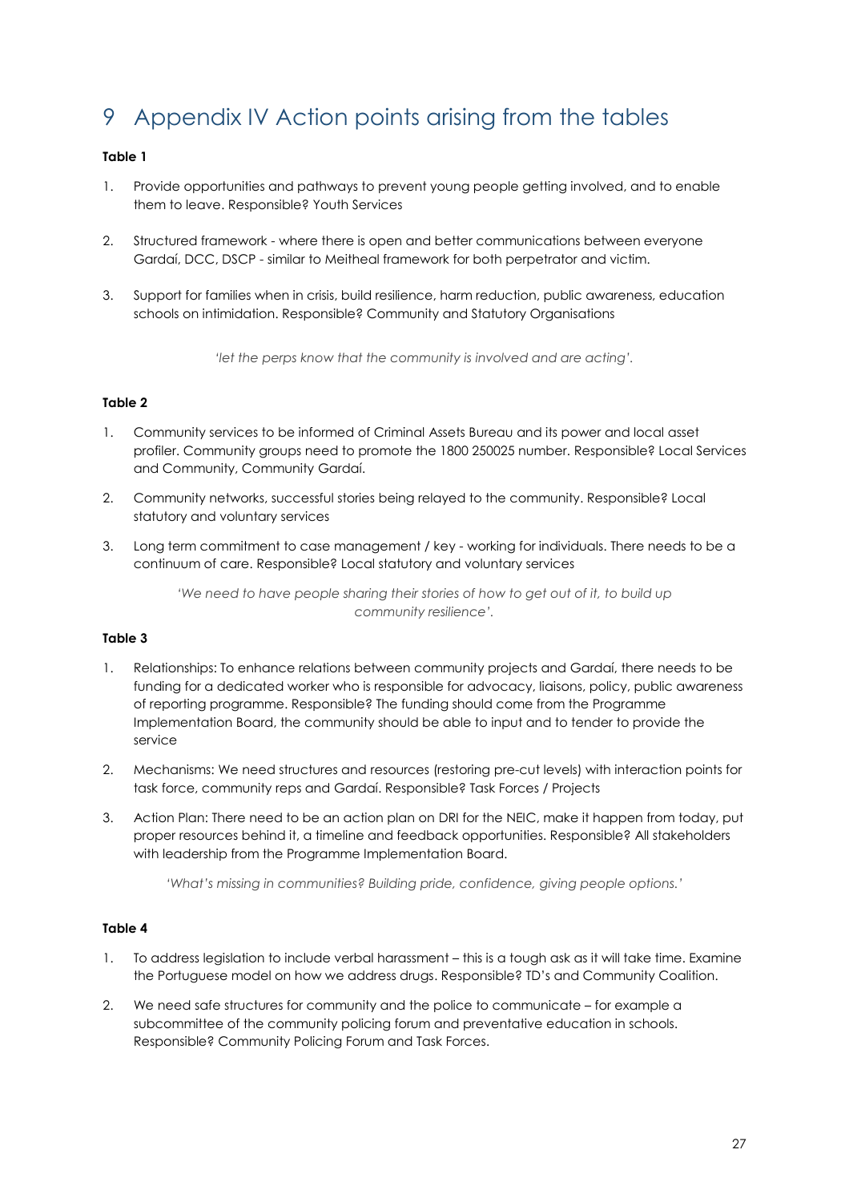# 9 Appendix IV Action points arising from the tables

**Table 1**

1. Provide opportunities and pathways to prevent young people getting involved, and to enable them to leave. Responsible? Youth Services

2. Structured framework - where there is open and better communications between everyone Gardaí, DCC, DSCP - similar to Meitheal framework for both perpetrator and victim.

3. Support for families when in crisis, build resilience, harm reduction, public awareness, education schools on intimidation. Responsible? Community and Statutory Organisations

*'let the perps know that the community is involved and are acting'.*

**Table 2**

1. Community services to be informed of Criminal Assets Bureau and its power and local asset profiler. Community groups need to promote the 1800 250025 number. Responsible? Local Services and Community, Community Gardaí.

2. Community networks, successful stories being relayed to the community. Responsible? Local statutory and voluntary services

3. Long term commitment to case management / key - working for individuals. There needs to be a continuum of care. Responsible? Local statutory and voluntary services

*'We need to have people sharing their stories of how to get out of it, to build up community resilience'.*

**Table 3**

1. Relationships: To enhance relations between community projects and Gardaí, there needs to be funding for a dedicated worker who is responsible for advocacy, liaisons, policy, public awareness of reporting programme. Responsible? The funding should come from the Programme Implementation Board, the community should be able to input and to tender to provide the service

2. Mechanisms: We need structures and resources (restoring pre-cut levels) with interaction points for task force, community reps and Gardaí. Responsible? Task Forces / Projects

3. Action Plan: There need to be an action plan on DRI for the NEIC, make it happen from today, put proper resources behind it, a timeline and feedback opportunities. Responsible? All stakeholders with leadership from the Programme Implementation Board.

*'What's missing in communities? Building pride, confidence, giving people options.'*

**Table 4**

1. To address legislation to include verbal harassment – this is a tough ask as it will take time. Examine the Portuguese model on how we address drugs. Responsible? TD's and Community Coalition.

2. We need safe structures for community and the police to communicate – for example a subcommittee of the community policing forum and preventative education in schools. Responsible? Community Policing Forum and Task Forces.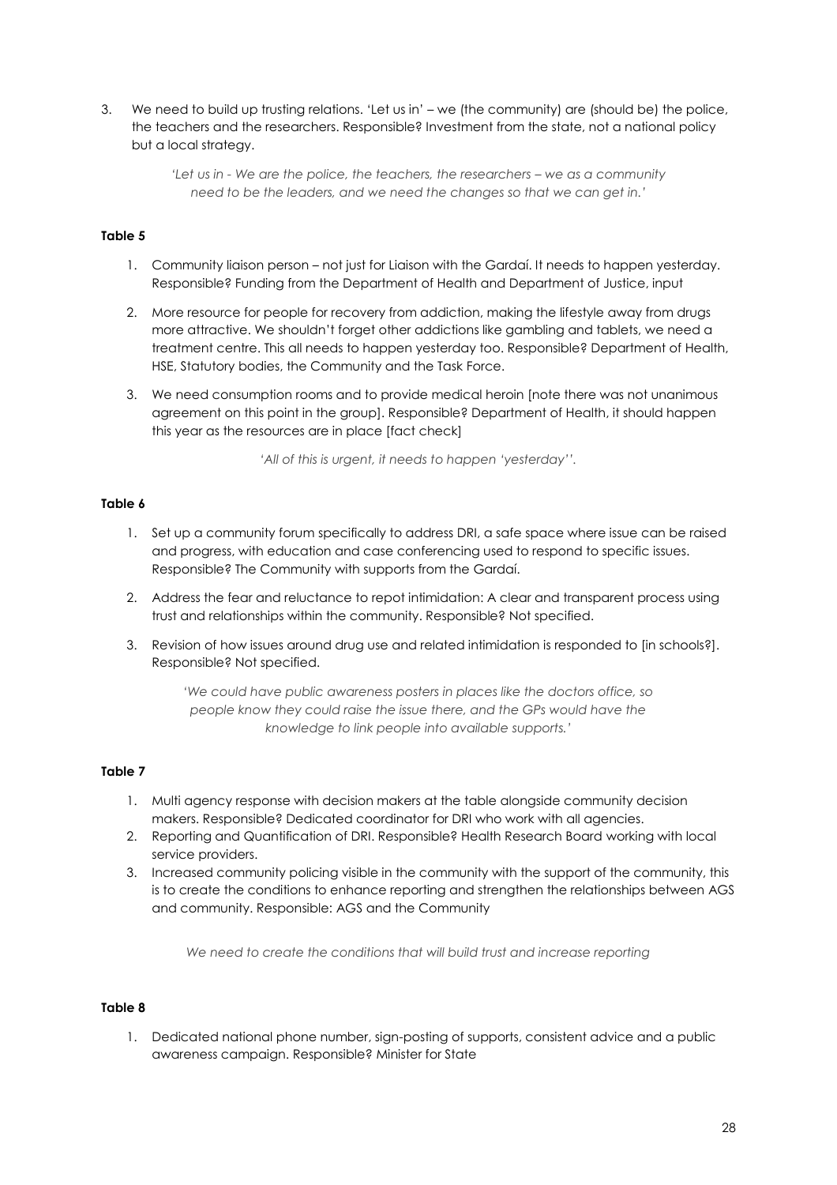3. We need to build up trusting relations. 'Let us in' – we (the community) are (should be) the police, the teachers and the researchers. Responsible? Investment from the state, not a national policy but a local strategy.

   *'Let us in - We are the police, the teachers, the researchers – we as a community need to be the leaders, and we need the changes so that we can get in.'*

**Table 5**

1. Community liaison person – not just for Liaison with the Gardaí. It needs to happen yesterday. Responsible? Funding from the Department of Health and Department of Justice, input
2. More resource for people for recovery from addiction, making the lifestyle away from drugs more attractive. We shouldn't forget other addictions like gambling and tablets, we need a treatment centre. This all needs to happen yesterday too. Responsible? Department of Health, HSE, Statutory bodies, the Community and the Task Force.
3. We need consumption rooms and to provide medical heroin [note there was not unanimous agreement on this point in the group]. Responsible? Department of Health, it should happen this year as the resources are in place [fact check]

*'All of this is urgent, it needs to happen 'yesterday''.*

**Table 6**

1. Set up a community forum specifically to address DRI, a safe space where issue can be raised and progress, with education and case conferencing used to respond to specific issues. Responsible? The Community with supports from the Gardaí.
2. Address the fear and reluctance to repot intimidation: A clear and transparent process using trust and relationships within the community. Responsible? Not specified.
3. Revision of how issues around drug use and related intimidation is responded to [in schools?]. Responsible? Not specified.

*'We could have public awareness posters in places like the doctors office, so people know they could raise the issue there, and the GPs would have the knowledge to link people into available supports.'*

**Table 7**

1. Multi agency response with decision makers at the table alongside community decision makers. Responsible? Dedicated coordinator for DRI who work with all agencies.
2. Reporting and Quantification of DRI. Responsible? Health Research Board working with local service providers.
3. Increased community policing visible in the community with the support of the community, this is to create the conditions to enhance reporting and strengthen the relationships between AGS and community. Responsible: AGS and the Community

*We need to create the conditions that will build trust and increase reporting*

**Table 8**

1. Dedicated national phone number, sign-posting of supports, consistent advice and a public awareness campaign. Responsible? Minister for State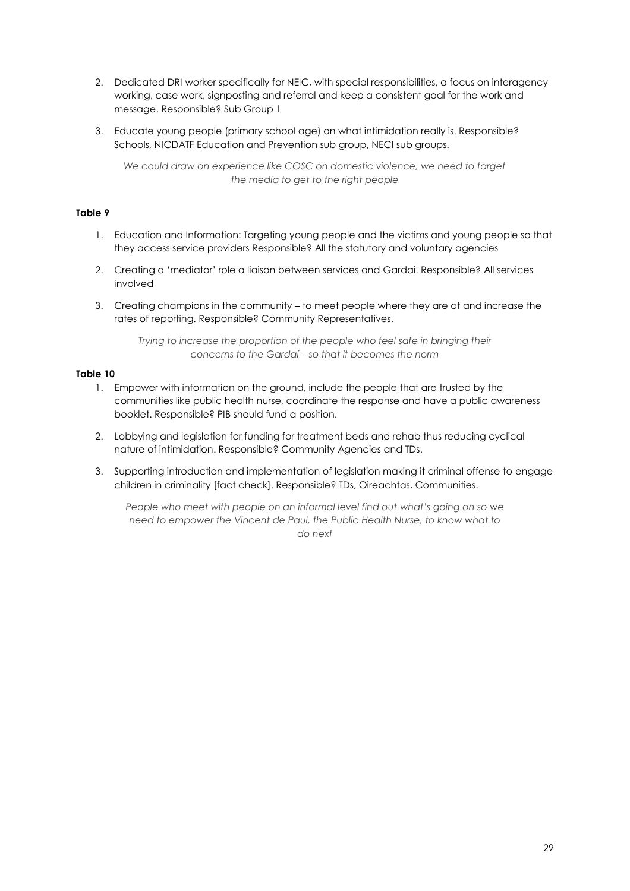2. Dedicated DRI worker specifically for NEIC, with special responsibilities, a focus on interagency working, case work, signposting and referral and keep a consistent goal for the work and message. Responsible? Sub Group 1

3. Educate young people (primary school age) on what intimidation really is. Responsible? Schools, NICDATF Education and Prevention sub group, NECI sub groups.

*We could draw on experience like COSC on domestic violence, we need to target the media to get to the right people*

**Table 9**

1. Education and Information: Targeting young people and the victims and young people so that they access service providers Responsible? All the statutory and voluntary agencies

2. Creating a 'mediator' role a liaison between services and Gardaí. Responsible? All services involved

3. Creating champions in the community – to meet people where they are at and increase the rates of reporting. Responsible? Community Representatives.

*Trying to increase the proportion of the people who feel safe in bringing their concerns to the Gardaí – so that it becomes the norm*

**Table 10**

1. Empower with information on the ground, include the people that are trusted by the communities like public health nurse, coordinate the response and have a public awareness booklet. Responsible? PIB should fund a position.

2. Lobbying and legislation for funding for treatment beds and rehab thus reducing cyclical nature of intimidation. Responsible? Community Agencies and TDs.

3. Supporting introduction and implementation of legislation making it criminal offense to engage children in criminality [fact check]. Responsible? TDs, Oireachtas, Communities.

*People who meet with people on an informal level find out what's going on so we need to empower the Vincent de Paul, the Public Health Nurse, to know what to do next*